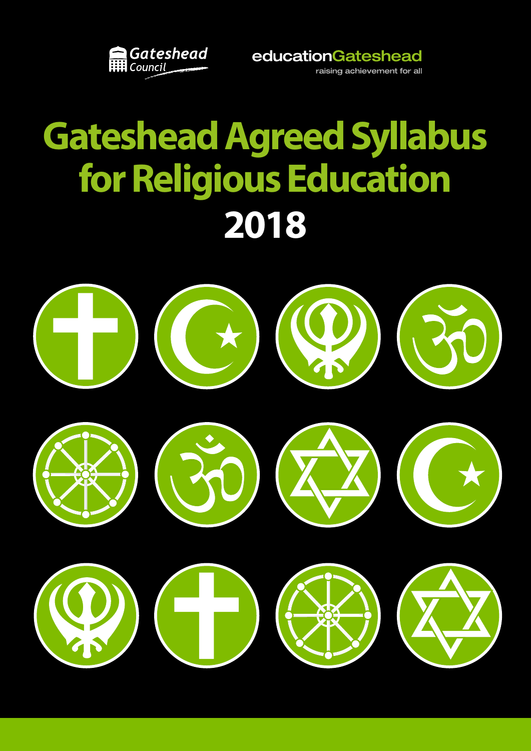Gateshead Council

educationGateshead

raising achievement for all

# Gateshead Agreed Syllabus for Religious Education

## 2018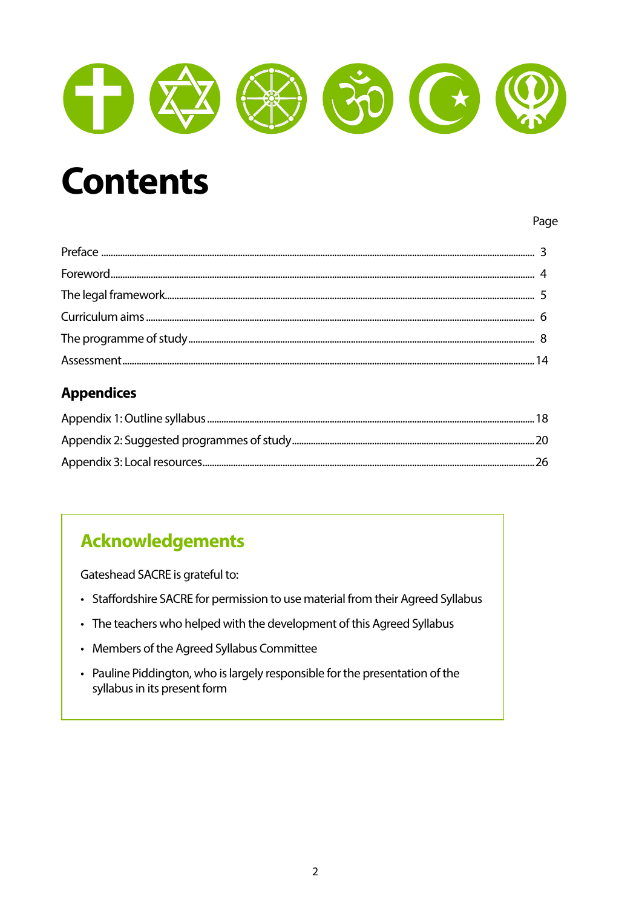# Contents

| | Page |
|---|---|
| Preface | 3 |
| Foreword | 4 |
| The legal framework | 5 |
| Curriculum aims | 6 |
| The programme of study | 8 |
| Assessment | 14 |

## Appendices

| | |
|---|---|
| Appendix 1: Outline syllabus | 18 |
| Appendix 2: Suggested programmes of study | 20 |
| Appendix 3: Local resources | 26 |

## Acknowledgements

Gateshead SACRE is grateful to:

- Staffordshire SACRE for permission to use material from their Agreed Syllabus
- The teachers who helped with the development of this Agreed Syllabus
- Members of the Agreed Syllabus Committee
- Pauline Piddington, who is largely responsible for the presentation of the syllabus in its present form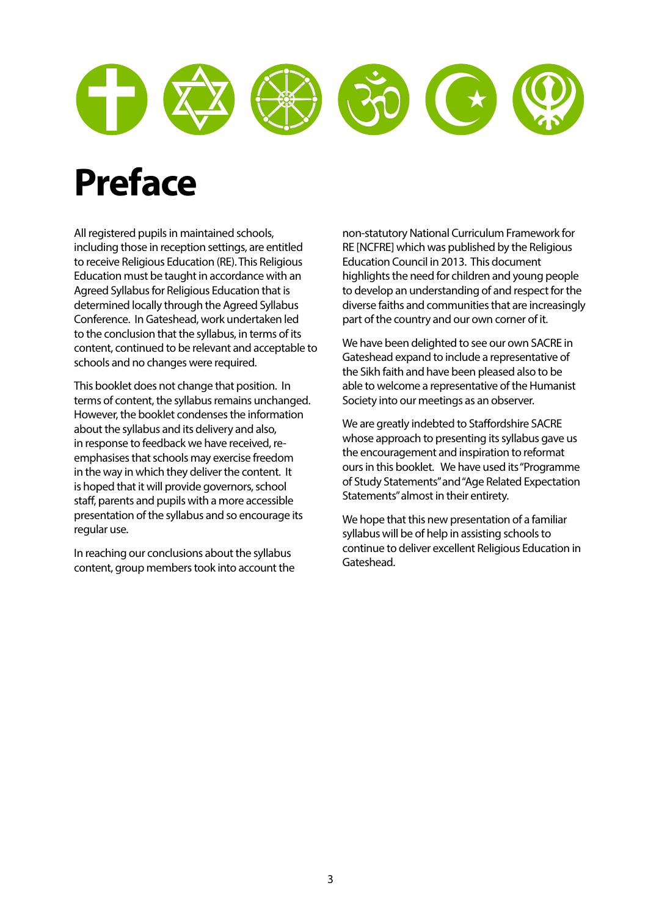# Preface

All registered pupils in maintained schools, including those in reception settings, are entitled to receive Religious Education (RE). This Religious Education must be taught in accordance with an Agreed Syllabus for Religious Education that is determined locally through the Agreed Syllabus Conference. In Gateshead, work undertaken led to the conclusion that the syllabus, in terms of its content, continued to be relevant and acceptable to schools and no changes were required.

This booklet does not change that position. In terms of content, the syllabus remains unchanged. However, the booklet condenses the information about the syllabus and its delivery and also, in response to feedback we have received, re-emphasises that schools may exercise freedom in the way in which they deliver the content. It is hoped that it will provide governors, school staff, parents and pupils with a more accessible presentation of the syllabus and so encourage its regular use.

In reaching our conclusions about the syllabus content, group members took into account the non-statutory National Curriculum Framework for RE [NCFRE] which was published by the Religious Education Council in 2013. This document highlights the need for children and young people to develop an understanding of and respect for the diverse faiths and communities that are increasingly part of the country and our own corner of it.

We have been delighted to see our own SACRE in Gateshead expand to include a representative of the Sikh faith and have been pleased also to be able to welcome a representative of the Humanist Society into our meetings as an observer.

We are greatly indebted to Staffordshire SACRE whose approach to presenting its syllabus gave us the encouragement and inspiration to reformat ours in this booklet. We have used its "Programme of Study Statements" and "Age Related Expectation Statements" almost in their entirety.

We hope that this new presentation of a familiar syllabus will be of help in assisting schools to continue to deliver excellent Religious Education in Gateshead.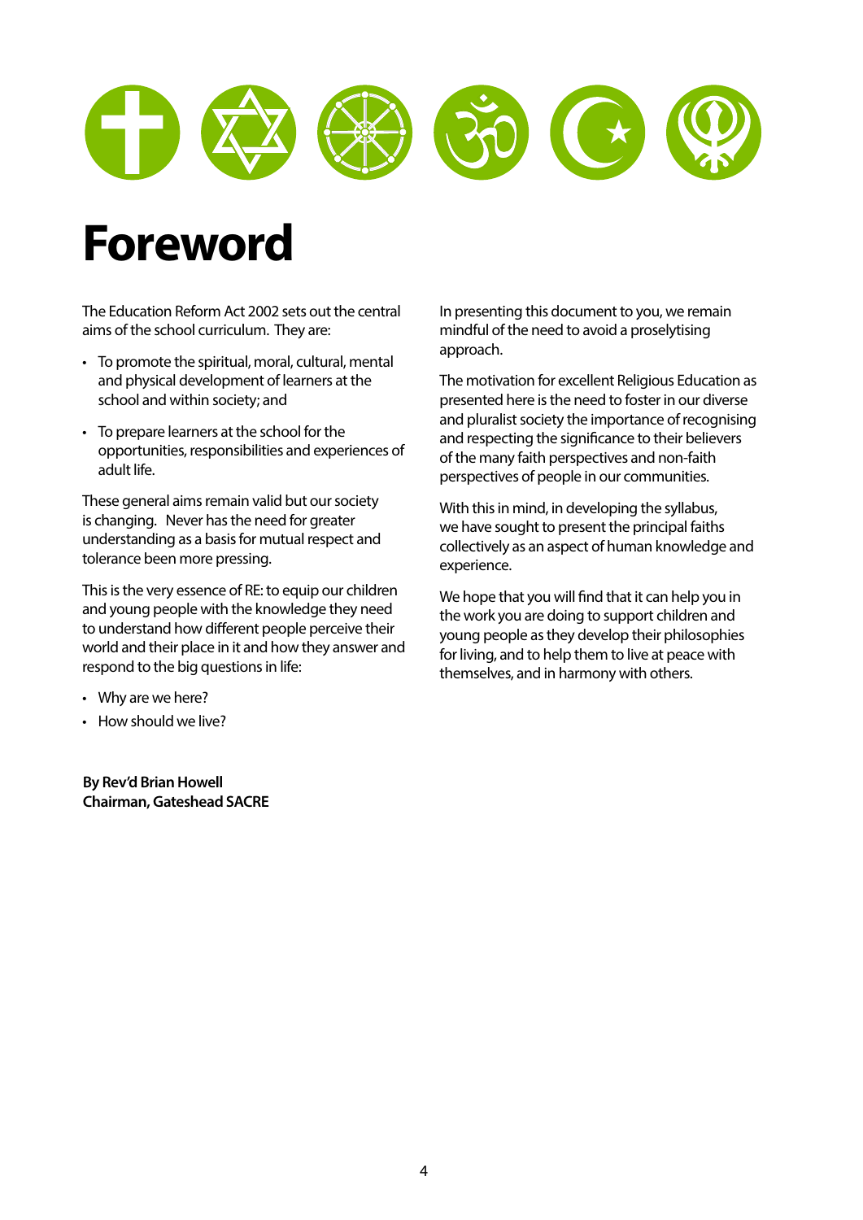# Foreword

The Education Reform Act 2002 sets out the central aims of the school curriculum. They are:

- To promote the spiritual, moral, cultural, mental and physical development of learners at the school and within society; and
- To prepare learners at the school for the opportunities, responsibilities and experiences of adult life.

These general aims remain valid but our society is changing. Never has the need for greater understanding as a basis for mutual respect and tolerance been more pressing.

This is the very essence of RE: to equip our children and young people with the knowledge they need to understand how different people perceive their world and their place in it and how they answer and respond to the big questions in life:

- Why are we here?
- How should we live?

**By Rev'd Brian Howell**
**Chairman, Gateshead SACRE**

In presenting this document to you, we remain mindful of the need to avoid a proselytising approach.

The motivation for excellent Religious Education as presented here is the need to foster in our diverse and pluralist society the importance of recognising and respecting the significance to their believers of the many faith perspectives and non-faith perspectives of people in our communities.

With this in mind, in developing the syllabus, we have sought to present the principal faiths collectively as an aspect of human knowledge and experience.

We hope that you will find that it can help you in the work you are doing to support children and young people as they develop their philosophies for living, and to help them to live at peace with themselves, and in harmony with others.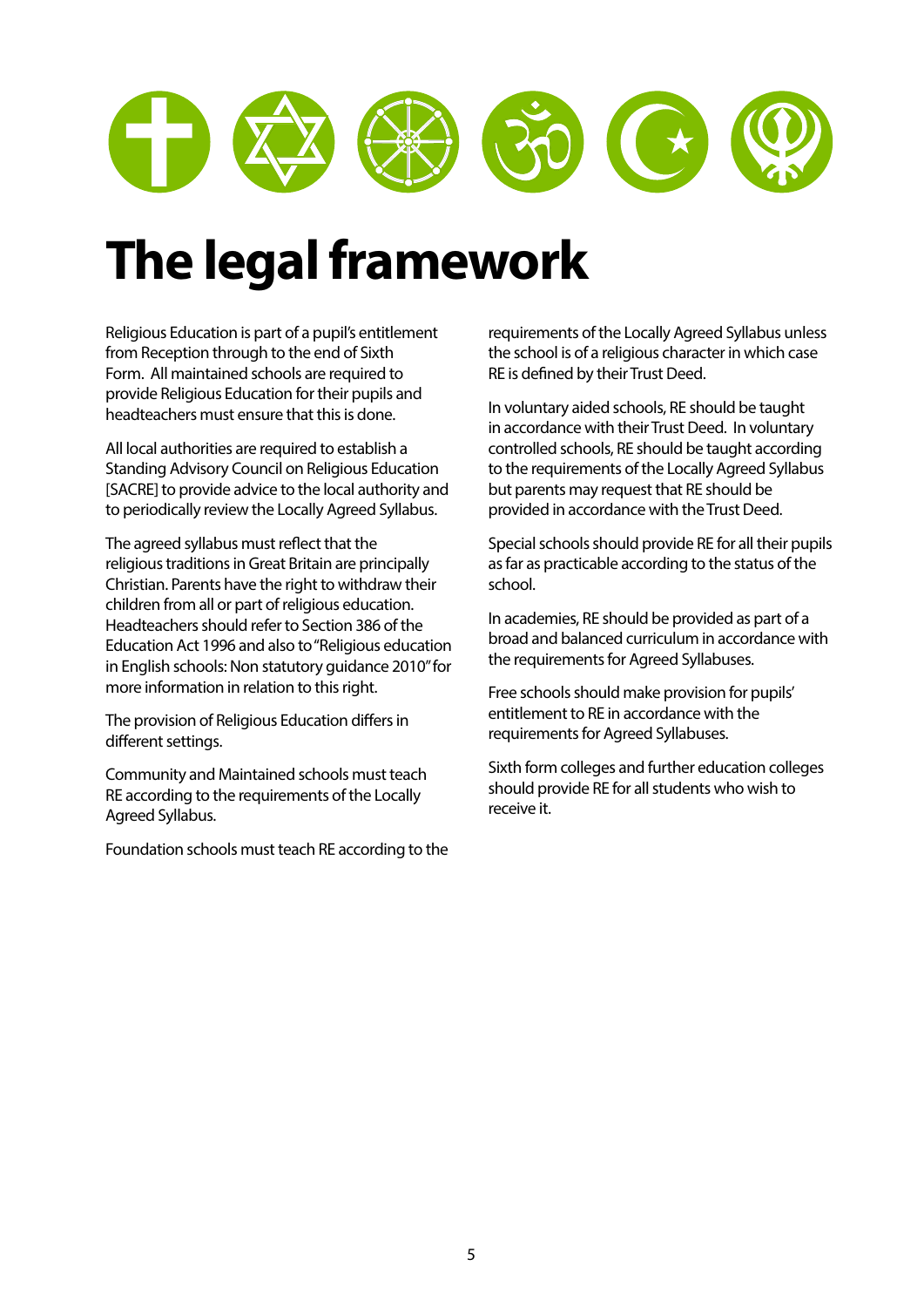# The legal framework

Religious Education is part of a pupil's entitlement from Reception through to the end of Sixth Form. All maintained schools are required to provide Religious Education for their pupils and headteachers must ensure that this is done.

All local authorities are required to establish a Standing Advisory Council on Religious Education [SACRE] to provide advice to the local authority and to periodically review the Locally Agreed Syllabus.

The agreed syllabus must reflect that the religious traditions in Great Britain are principally Christian. Parents have the right to withdraw their children from all or part of religious education. Headteachers should refer to Section 386 of the Education Act 1996 and also to "Religious education in English schools: Non statutory guidance 2010" for more information in relation to this right.

The provision of Religious Education differs in different settings.

Community and Maintained schools must teach RE according to the requirements of the Locally Agreed Syllabus.

Foundation schools must teach RE according to the requirements of the Locally Agreed Syllabus unless the school is of a religious character in which case RE is defined by their Trust Deed.

In voluntary aided schools, RE should be taught in accordance with their Trust Deed. In voluntary controlled schools, RE should be taught according to the requirements of the Locally Agreed Syllabus but parents may request that RE should be provided in accordance with the Trust Deed.

Special schools should provide RE for all their pupils as far as practicable according to the status of the school.

In academies, RE should be provided as part of a broad and balanced curriculum in accordance with the requirements for Agreed Syllabuses.

Free schools should make provision for pupils' entitlement to RE in accordance with the requirements for Agreed Syllabuses.

Sixth form colleges and further education colleges should provide RE for all students who wish to receive it.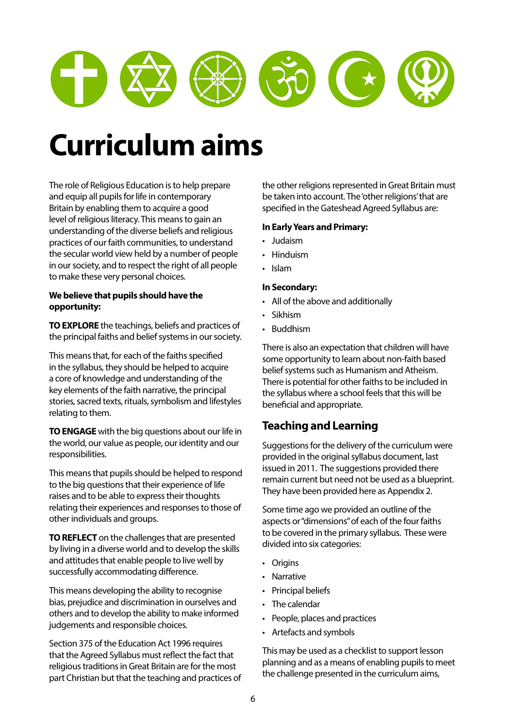# Curriculum aims

The role of Religious Education is to help prepare and equip all pupils for life in contemporary Britain by enabling them to acquire a good level of religious literacy. This means to gain an understanding of the diverse beliefs and religious practices of our faith communities, to understand the secular world view held by a number of people in our society, and to respect the right of all people to make these very personal choices.

**We believe that pupils should have the opportunity:**

**TO EXPLORE** the teachings, beliefs and practices of the principal faiths and belief systems in our society.

This means that, for each of the faiths specified in the syllabus, they should be helped to acquire a core of knowledge and understanding of the key elements of the faith narrative, the principal stories, sacred texts, rituals, symbolism and lifestyles relating to them.

**TO ENGAGE** with the big questions about our life in the world, our value as people, our identity and our responsibilities.

This means that pupils should be helped to respond to the big questions that their experience of life raises and to be able to express their thoughts relating their experiences and responses to those of other individuals and groups.

**TO REFLECT** on the challenges that are presented by living in a diverse world and to develop the skills and attitudes that enable people to live well by successfully accommodating difference.

This means developing the ability to recognise bias, prejudice and discrimination in ourselves and others and to develop the ability to make informed judgements and responsible choices.

Section 375 of the Education Act 1996 requires that the Agreed Syllabus must reflect the fact that religious traditions in Great Britain are for the most part Christian but that the teaching and practices of the other religions represented in Great Britain must be taken into account. The 'other religions' that are specified in the Gateshead Agreed Syllabus are:

**In Early Years and Primary:**

- Judaism
- Hinduism
- Islam

**In Secondary:**

- All of the above and additionally
- Sikhism
- Buddhism

There is also an expectation that children will have some opportunity to learn about non-faith based belief systems such as Humanism and Atheism. There is potential for other faiths to be included in the syllabus where a school feels that this will be beneficial and appropriate.

## Teaching and Learning

Suggestions for the delivery of the curriculum were provided in the original syllabus document, last issued in 2011. The suggestions provided there remain current but need not be used as a blueprint. They have been provided here as Appendix 2.

Some time ago we provided an outline of the aspects or "dimensions" of each of the four faiths to be covered in the primary syllabus. These were divided into six categories:

- Origins
- Narrative
- Principal beliefs
- The calendar
- People, places and practices
- Artefacts and symbols

This may be used as a checklist to support lesson planning and as a means of enabling pupils to meet the challenge presented in the curriculum aims,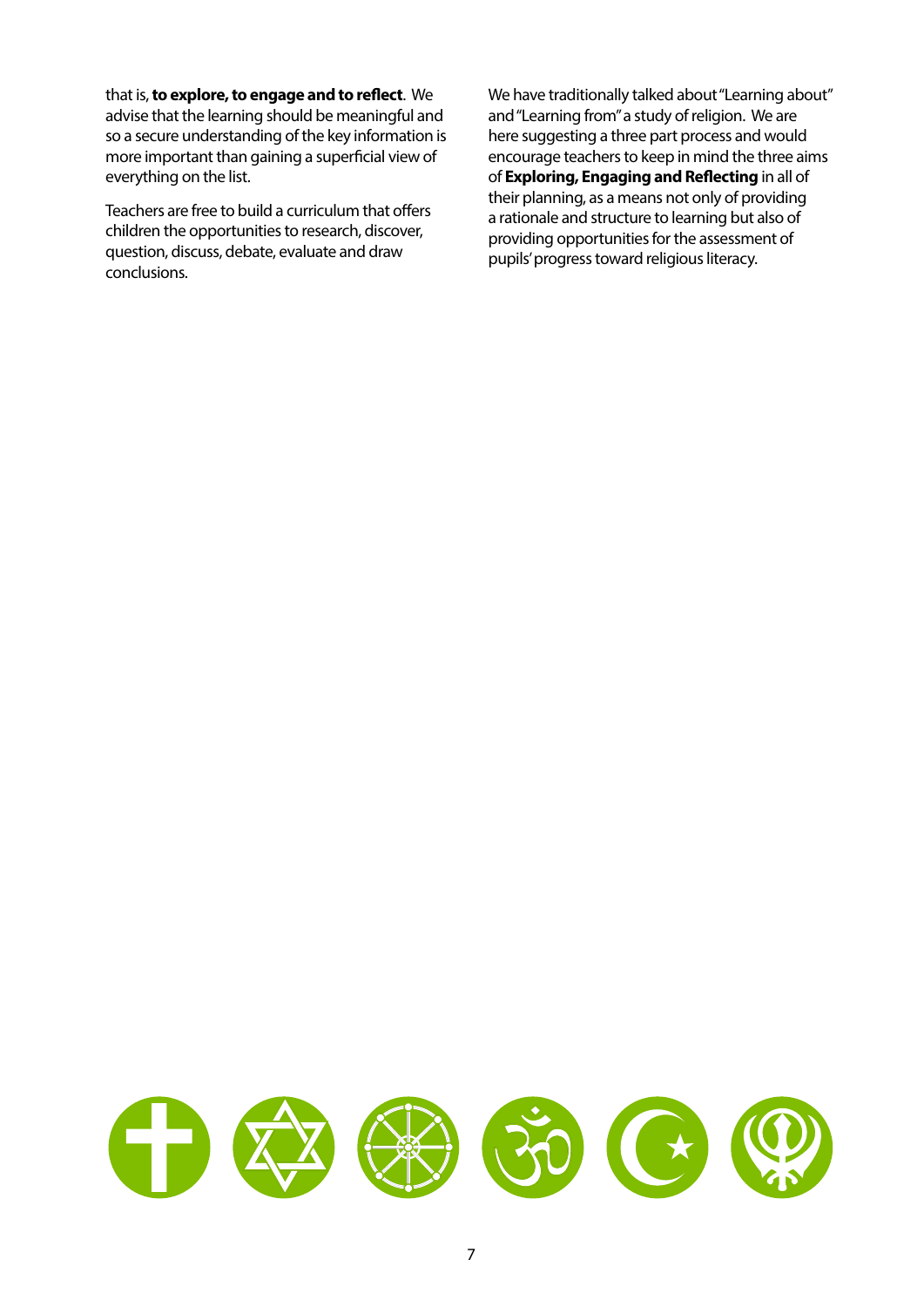that is, **to explore, to engage and to reflect**. We advise that the learning should be meaningful and so a secure understanding of the key information is more important than gaining a superficial view of everything on the list.

Teachers are free to build a curriculum that offers children the opportunities to research, discover, question, discuss, debate, evaluate and draw conclusions.

We have traditionally talked about "Learning about" and "Learning from" a study of religion. We are here suggesting a three part process and would encourage teachers to keep in mind the three aims of **Exploring, Engaging and Reflecting** in all of their planning, as a means not only of providing a rationale and structure to learning but also of providing opportunities for the assessment of pupils' progress toward religious literacy.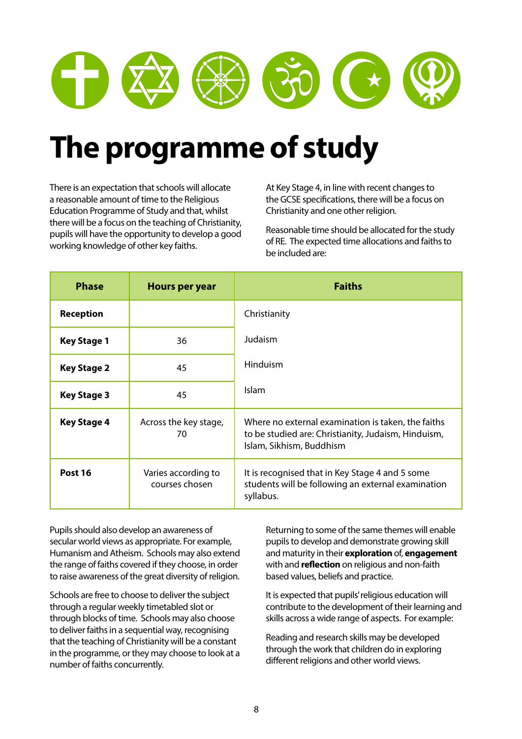# The programme of study

There is an expectation that schools will allocate a reasonable amount of time to the Religious Education Programme of Study and that, whilst there will be a focus on the teaching of Christianity, pupils will have the opportunity to develop a good working knowledge of other key faiths.

At Key Stage 4, in line with recent changes to the GCSE specifications, there will be a focus on Christianity and one other religion.

Reasonable time should be allocated for the study of RE. The expected time allocations and faiths to be included are:

| Phase | Hours per year | Faiths |
|---|---|---|
| **Reception** | | Christianity<br>Judaism<br>Hinduism<br>Islam |
| **Key Stage 1** | 36 | |
| **Key Stage 2** | 45 | |
| **Key Stage 3** | 45 | |
| **Key Stage 4** | Across the key stage, 70 | Where no external examination is taken, the faiths to be studied are: Christianity, Judaism, Hinduism, Islam, Sikhism, Buddhism |
| **Post 16** | Varies according to courses chosen | It is recognised that in Key Stage 4 and 5 some students will be following an external examination syllabus. |

Pupils should also develop an awareness of secular world views as appropriate. For example, Humanism and Atheism. Schools may also extend the range of faiths covered if they choose, in order to raise awareness of the great diversity of religion.

Schools are free to choose to deliver the subject through a regular weekly timetabled slot or through blocks of time. Schools may also choose to deliver faiths in a sequential way, recognising that the teaching of Christianity will be a constant in the programme, or they may choose to look at a number of faiths concurrently.

Returning to some of the same themes will enable pupils to develop and demonstrate growing skill and maturity in their **exploration** of, **engagement** with and **reflection** on religious and non-faith based values, beliefs and practice.

It is expected that pupils' religious education will contribute to the development of their learning and skills across a wide range of aspects. For example:

Reading and research skills may be developed through the work that children do in exploring different religions and other world views.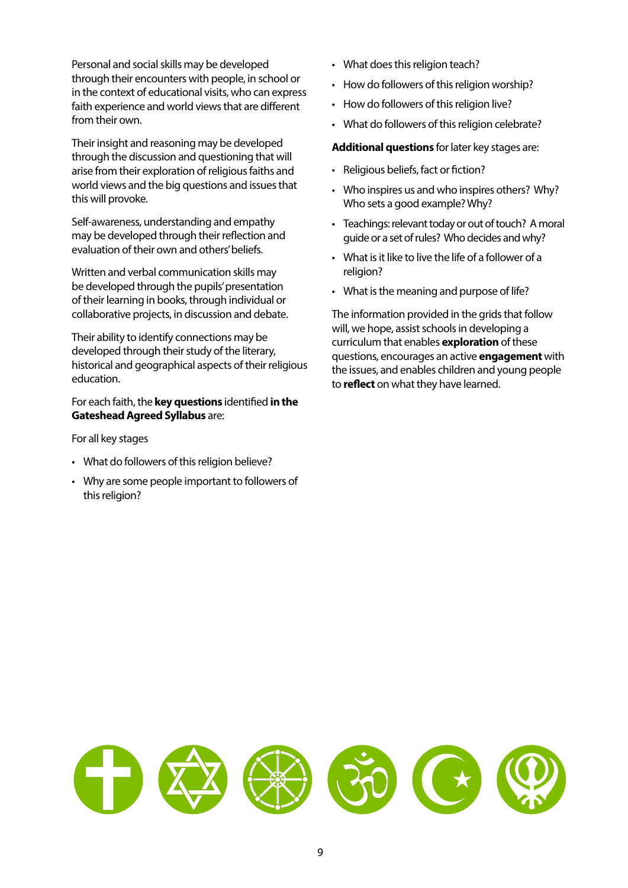Personal and social skills may be developed through their encounters with people, in school or in the context of educational visits, who can express faith experience and world views that are different from their own.

Their insight and reasoning may be developed through the discussion and questioning that will arise from their exploration of religious faiths and world views and the big questions and issues that this will provoke.

Self-awareness, understanding and empathy may be developed through their reflection and evaluation of their own and others' beliefs.

Written and verbal communication skills may be developed through the pupils' presentation of their learning in books, through individual or collaborative projects, in discussion and debate.

Their ability to identify connections may be developed through their study of the literary, historical and geographical aspects of their religious education.

For each faith, the **key questions** identified **in the Gateshead Agreed Syllabus** are:

For all key stages

- What do followers of this religion believe?
- Why are some people important to followers of this religion?
- What does this religion teach?
- How do followers of this religion worship?
- How do followers of this religion live?
- What do followers of this religion celebrate?

**Additional questions** for later key stages are:

- Religious beliefs, fact or fiction?
- Who inspires us and who inspires others? Why? Who sets a good example? Why?
- Teachings: relevant today or out of touch? A moral guide or a set of rules? Who decides and why?
- What is it like to live the life of a follower of a religion?
- What is the meaning and purpose of life?

The information provided in the grids that follow will, we hope, assist schools in developing a curriculum that enables **exploration** of these questions, encourages an active **engagement** with the issues, and enables children and young people to **reflect** on what they have learned.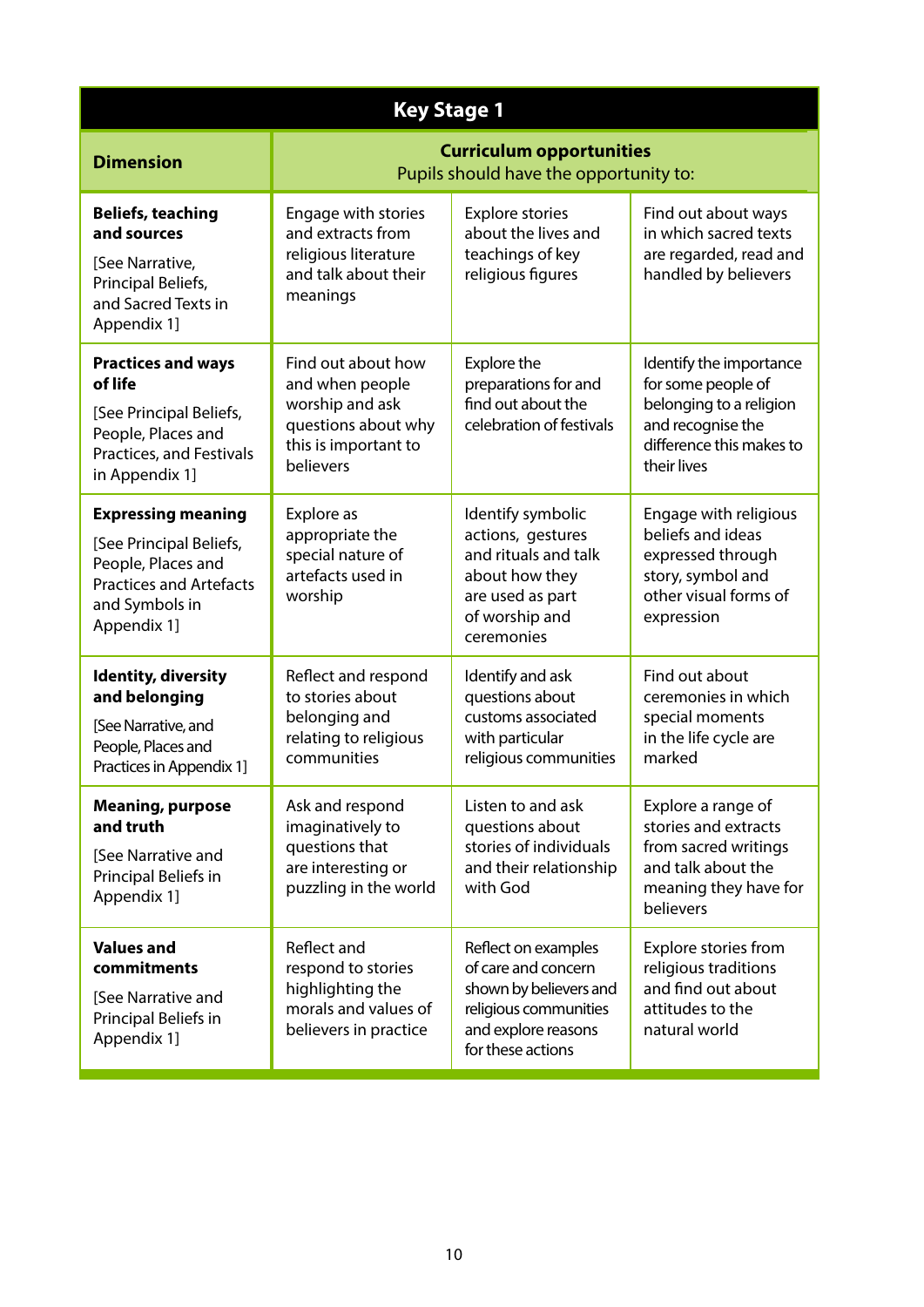## Key Stage 1

| Dimension | Curriculum opportunities<br>Pupils should have the opportunity to: | | |
|---|---|---|---|
| **Beliefs, teaching and sources**<br>[See Narrative, Principal Beliefs, and Sacred Texts in Appendix 1] | Engage with stories and extracts from religious literature and talk about their meanings | Explore stories about the lives and teachings of key religious figures | Find out about ways in which sacred texts are regarded, read and handled by believers |
| **Practices and ways of life**<br>[See Principal Beliefs, People, Places and Practices, and Festivals in Appendix 1] | Find out about how and when people worship and ask questions about why this is important to believers | Explore the preparations for and find out about the celebration of festivals | Identify the importance for some people of belonging to a religion and recognise the difference this makes to their lives |
| **Expressing meaning**<br>[See Principal Beliefs, People, Places and Practices and Artefacts and Symbols in Appendix 1] | Explore as appropriate the special nature of artefacts used in worship | Identify symbolic actions, gestures and rituals and talk about how they are used as part of worship and ceremonies | Engage with religious beliefs and ideas expressed through story, symbol and other visual forms of expression |
| **Identity, diversity and belonging**<br>[See Narrative, and People, Places and Practices in Appendix 1] | Reflect and respond to stories about belonging and relating to religious communities | Identify and ask questions about customs associated with particular religious communities | Find out about ceremonies in which special moments in the life cycle are marked |
| **Meaning, purpose and truth**<br>[See Narrative and Principal Beliefs in Appendix 1] | Ask and respond imaginatively to questions that are interesting or puzzling in the world | Listen to and ask questions about stories of individuals and their relationship with God | Explore a range of stories and extracts from sacred writings and talk about the meaning they have for believers |
| **Values and commitments**<br>[See Narrative and Principal Beliefs in Appendix 1] | Reflect and respond to stories highlighting the morals and values of believers in practice | Reflect on examples of care and concern shown by believers and religious communities and explore reasons for these actions | Explore stories from religious traditions and find out about attitudes to the natural world |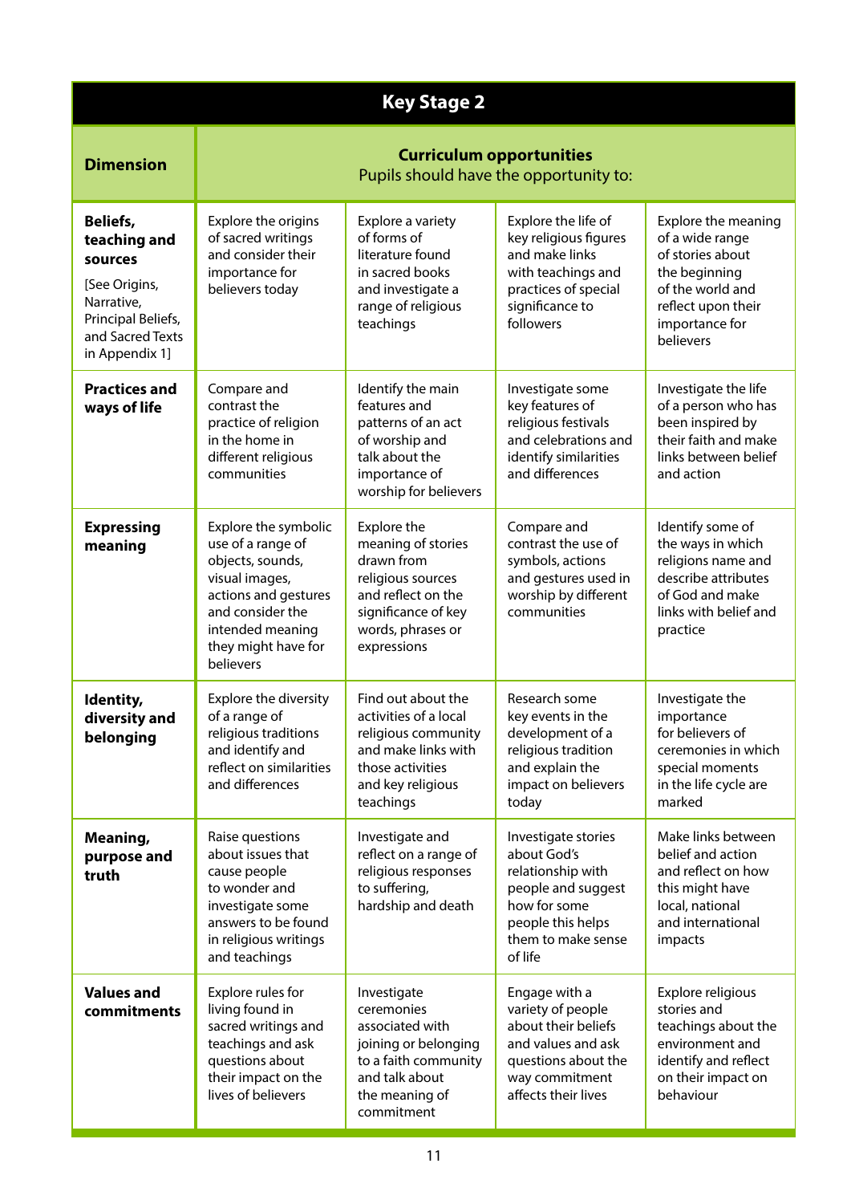## Key Stage 2

| Dimension | Curriculum opportunities<br>Pupils should have the opportunity to: | | | |
|---|---|---|---|---|
| **Beliefs, teaching and sources**<br>[See Origins, Narrative, Principal Beliefs, and Sacred Texts in Appendix 1] | Explore the origins of sacred writings and consider their importance for believers today | Explore a variety of forms of literature found in sacred books and investigate a range of religious teachings | Explore the life of key religious figures and make links with teachings and practices of special significance to followers | Explore the meaning of a wide range of stories about the beginning of the world and reflect upon their importance for believers |
| **Practices and ways of life** | Compare and contrast the practice of religion in the home in different religious communities | Identify the main features and patterns of an act of worship and talk about the importance of worship for believers | Investigate some key features of religious festivals and celebrations and identify similarities and differences | Investigate the life of a person who has been inspired by their faith and make links between belief and action |
| **Expressing meaning** | Explore the symbolic use of a range of objects, sounds, visual images, actions and gestures and consider the intended meaning they might have for believers | Explore the meaning of stories drawn from religious sources and reflect on the significance of key words, phrases or expressions | Compare and contrast the use of symbols, actions and gestures used in worship by different communities | Identify some of the ways in which religions name and describe attributes of God and make links with belief and practice |
| **Identity, diversity and belonging** | Explore the diversity of a range of religious traditions and identify and reflect on similarities and differences | Find out about the activities of a local religious community and make links with those activities and key religious teachings | Research some key events in the development of a religious tradition and explain the impact on believers today | Investigate the importance for believers of ceremonies in which special moments in the life cycle are marked |
| **Meaning, purpose and truth** | Raise questions about issues that cause people to wonder and investigate some answers to be found in religious writings and teachings | Investigate and reflect on a range of religious responses to suffering, hardship and death | Investigate stories about God's relationship with people and suggest how for some people this helps them to make sense of life | Make links between belief and action and reflect on how this might have local, national and international impacts |
| **Values and commitments** | Explore rules for living found in sacred writings and teachings and ask questions about their impact on the lives of believers | Investigate ceremonies associated with joining or belonging to a faith community and talk about the meaning of commitment | Engage with a variety of people about their beliefs and values and ask questions about the way commitment affects their lives | Explore religious stories and teachings about the environment and identify and reflect on their impact on behaviour |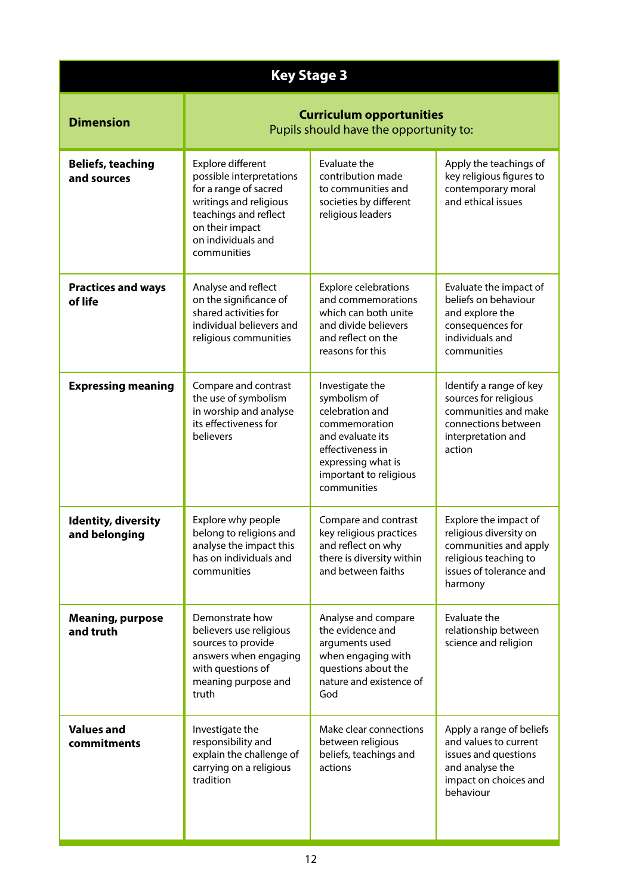| Key Stage 3 | | | |
|---|---|---|---|
| **Dimension** | **Curriculum opportunities**<br>Pupils should have the opportunity to: | | |
| **Beliefs, teaching and sources** | Explore different possible interpretations for a range of sacred writings and religious teachings and reflect on their impact on individuals and communities | Evaluate the contribution made to communities and societies by different religious leaders | Apply the teachings of key religious figures to contemporary moral and ethical issues |
| **Practices and ways of life** | Analyse and reflect on the significance of shared activities for individual believers and religious communities | Explore celebrations and commemorations which can both unite and divide believers and reflect on the reasons for this | Evaluate the impact of beliefs on behaviour and explore the consequences for individuals and communities |
| **Expressing meaning** | Compare and contrast the use of symbolism in worship and analyse its effectiveness for believers | Investigate the symbolism of celebration and commemoration and evaluate its effectiveness in expressing what is important to religious communities | Identify a range of key sources for religious communities and make connections between interpretation and action |
| **Identity, diversity and belonging** | Explore why people belong to religions and analyse the impact this has on individuals and communities | Compare and contrast key religious practices and reflect on why there is diversity within and between faiths | Explore the impact of religious diversity on communities and apply religious teaching to issues of tolerance and harmony |
| **Meaning, purpose and truth** | Demonstrate how believers use religious sources to provide answers when engaging with questions of meaning purpose and truth | Analyse and compare the evidence and arguments used when engaging with questions about the nature and existence of God | Evaluate the relationship between science and religion |
| **Values and commitments** | Investigate the responsibility and explain the challenge of carrying on a religious tradition | Make clear connections between religious beliefs, teachings and actions | Apply a range of beliefs and values to current issues and questions and analyse the impact on choices and behaviour |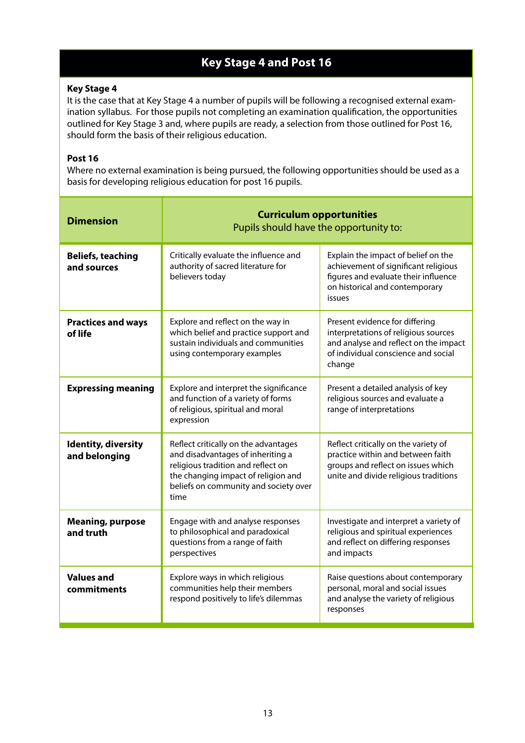# Key Stage 4 and Post 16

**Key Stage 4**

It is the case that at Key Stage 4 a number of pupils will be following a recognised external examination syllabus. For those pupils not completing an examination qualification, the opportunities outlined for Key Stage 3 and, where pupils are ready, a selection from those outlined for Post 16, should form the basis of their religious education.

**Post 16**

Where no external examination is being pursued, the following opportunities should be used as a basis for developing religious education for post 16 pupils.

| Dimension | **Curriculum opportunities** Pupils should have the opportunity to: | |
|---|---|---|
| **Beliefs, teaching and sources** | Critically evaluate the influence and authority of sacred literature for believers today | Explain the impact of belief on the achievement of significant religious figures and evaluate their influence on historical and contemporary issues |
| **Practices and ways of life** | Explore and reflect on the way in which belief and practice support and sustain individuals and communities using contemporary examples | Present evidence for differing interpretations of religious sources and analyse and reflect on the impact of individual conscience and social change |
| **Expressing meaning** | Explore and interpret the significance and function of a variety of forms of religious, spiritual and moral expression | Present a detailed analysis of key religious sources and evaluate a range of interpretations |
| **Identity, diversity and belonging** | Reflect critically on the advantages and disadvantages of inheriting a religious tradition and reflect on the changing impact of religion and beliefs on community and society over time | Reflect critically on the variety of practice within and between faith groups and reflect on issues which unite and divide religious traditions |
| **Meaning, purpose and truth** | Engage with and analyse responses to philosophical and paradoxical questions from a range of faith perspectives | Investigate and interpret a variety of religious and spiritual experiences and reflect on differing responses and impacts |
| **Values and commitments** | Explore ways in which religious communities help their members respond positively to life's dilemmas | Raise questions about contemporary personal, moral and social issues and analyse the variety of religious responses |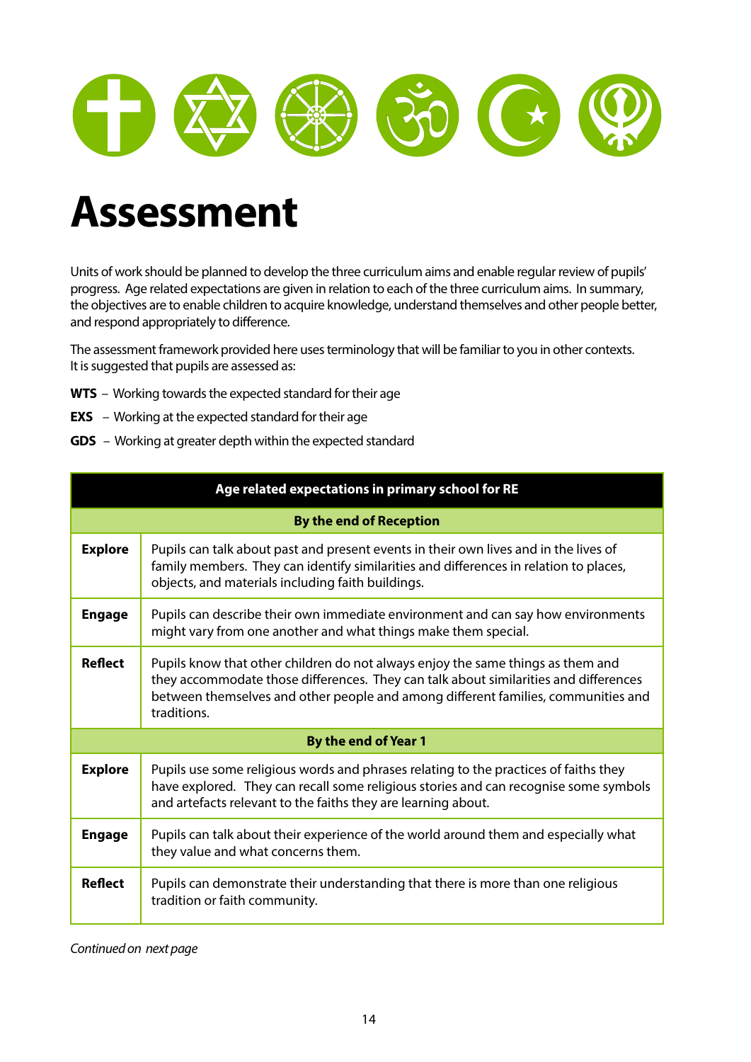# Assessment

Units of work should be planned to develop the three curriculum aims and enable regular review of pupils' progress. Age related expectations are given in relation to each of the three curriculum aims. In summary, the objectives are to enable children to acquire knowledge, understand themselves and other people better, and respond appropriately to difference.

The assessment framework provided here uses terminology that will be familiar to you in other contexts. It is suggested that pupils are assessed as:

**WTS** – Working towards the expected standard for their age

**EXS** – Working at the expected standard for their age

**GDS** – Working at greater depth within the expected standard

| Age related expectations in primary school for RE | |
|---|---|
| **By the end of Reception** | |
| **Explore** | Pupils can talk about past and present events in their own lives and in the lives of family members. They can identify similarities and differences in relation to places, objects, and materials including faith buildings. |
| **Engage** | Pupils can describe their own immediate environment and can say how environments might vary from one another and what things make them special. |
| **Reflect** | Pupils know that other children do not always enjoy the same things as them and they accommodate those differences. They can talk about similarities and differences between themselves and other people and among different families, communities and traditions. |
| **By the end of Year 1** | |
| **Explore** | Pupils use some religious words and phrases relating to the practices of faiths they have explored. They can recall some religious stories and can recognise some symbols and artefacts relevant to the faiths they are learning about. |
| **Engage** | Pupils can talk about their experience of the world around them and especially what they value and what concerns them. |
| **Reflect** | Pupils can demonstrate their understanding that there is more than one religious tradition or faith community. |

*Continued on next page*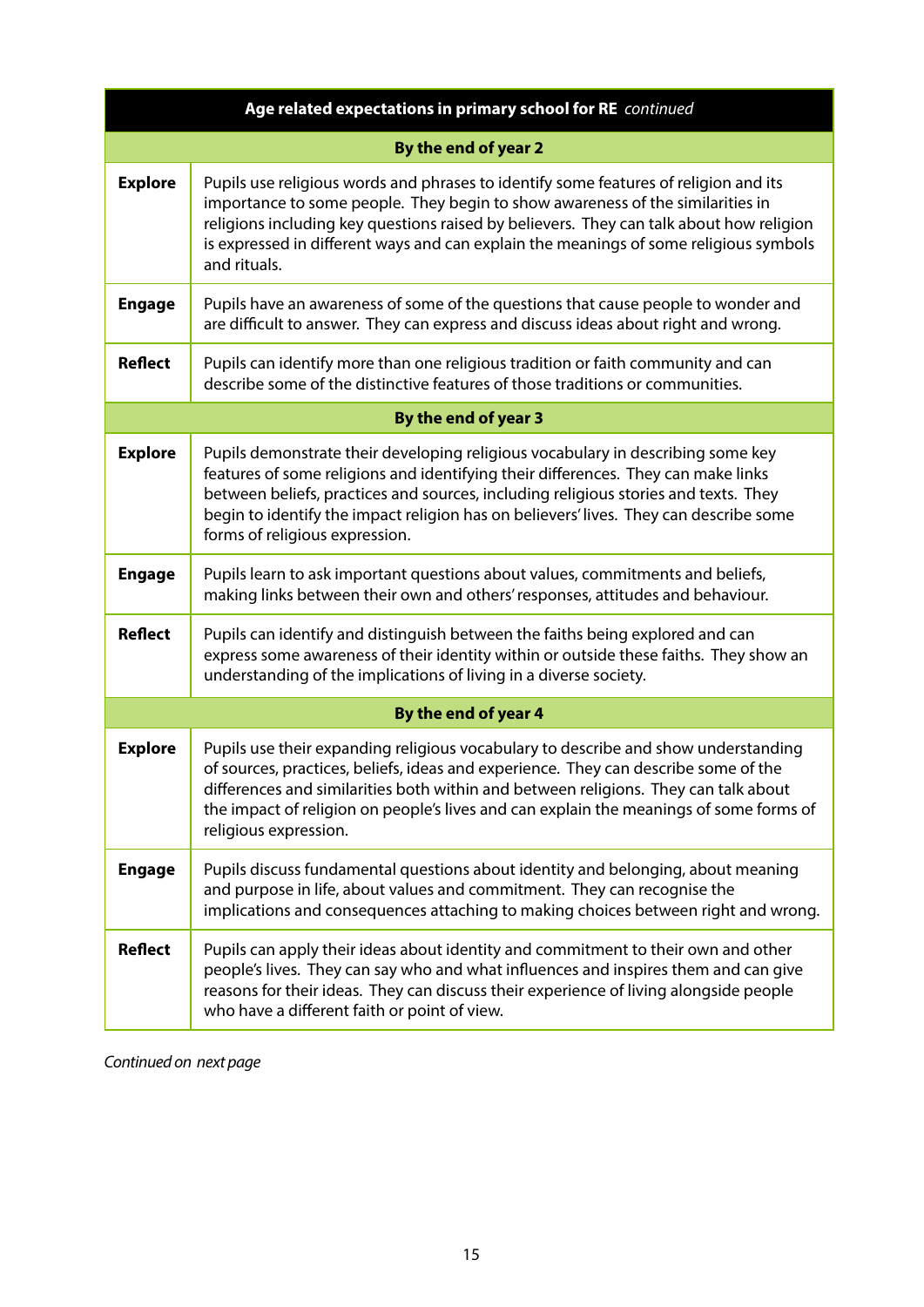| Age related expectations in primary school for RE *continued* | |
|---|---|
| **By the end of year 2** | |
| **Explore** | Pupils use religious words and phrases to identify some features of religion and its importance to some people. They begin to show awareness of the similarities in religions including key questions raised by believers. They can talk about how religion is expressed in different ways and can explain the meanings of some religious symbols and rituals. |
| **Engage** | Pupils have an awareness of some of the questions that cause people to wonder and are difficult to answer. They can express and discuss ideas about right and wrong. |
| **Reflect** | Pupils can identify more than one religious tradition or faith community and can describe some of the distinctive features of those traditions or communities. |
| **By the end of year 3** | |
| **Explore** | Pupils demonstrate their developing religious vocabulary in describing some key features of some religions and identifying their differences. They can make links between beliefs, practices and sources, including religious stories and texts. They begin to identify the impact religion has on believers' lives. They can describe some forms of religious expression. |
| **Engage** | Pupils learn to ask important questions about values, commitments and beliefs, making links between their own and others' responses, attitudes and behaviour. |
| **Reflect** | Pupils can identify and distinguish between the faiths being explored and can express some awareness of their identity within or outside these faiths. They show an understanding of the implications of living in a diverse society. |
| **By the end of year 4** | |
| **Explore** | Pupils use their expanding religious vocabulary to describe and show understanding of sources, practices, beliefs, ideas and experience. They can describe some of the differences and similarities both within and between religions. They can talk about the impact of religion on people's lives and can explain the meanings of some forms of religious expression. |
| **Engage** | Pupils discuss fundamental questions about identity and belonging, about meaning and purpose in life, about values and commitment. They can recognise the implications and consequences attaching to making choices between right and wrong. |
| **Reflect** | Pupils can apply their ideas about identity and commitment to their own and other people's lives. They can say who and what influences and inspires them and can give reasons for their ideas. They can discuss their experience of living alongside people who have a different faith or point of view. |

*Continued on next page*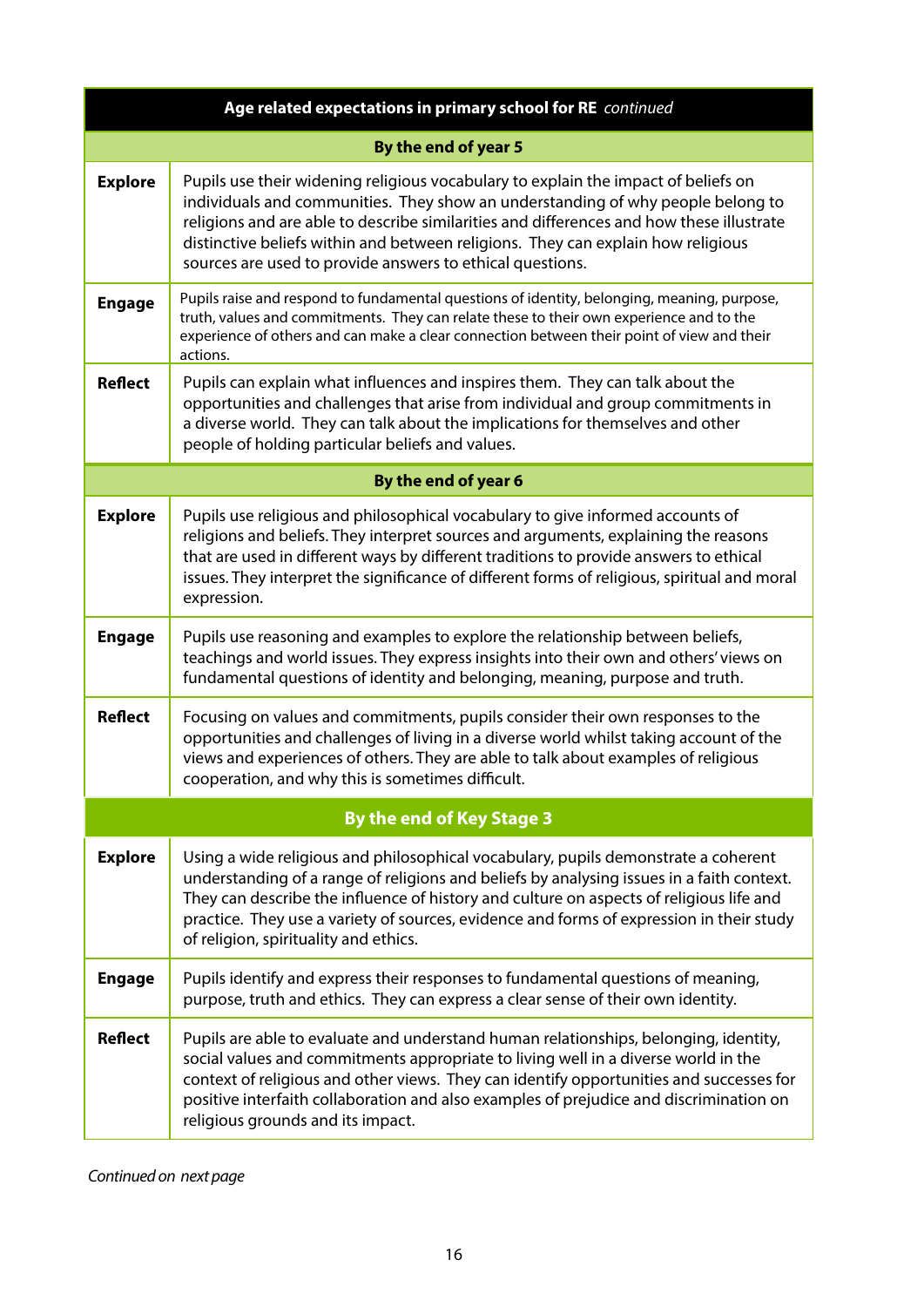| Age related expectations in primary school for RE *continued* | |
|---|---|
| **By the end of year 5** | |
| **Explore** | Pupils use their widening religious vocabulary to explain the impact of beliefs on individuals and communities. They show an understanding of why people belong to religions and are able to describe similarities and differences and how these illustrate distinctive beliefs within and between religions. They can explain how religious sources are used to provide answers to ethical questions. |
| **Engage** | Pupils raise and respond to fundamental questions of identity, belonging, meaning, purpose, truth, values and commitments. They can relate these to their own experience and to the experience of others and can make a clear connection between their point of view and their actions. |
| **Reflect** | Pupils can explain what influences and inspires them. They can talk about the opportunities and challenges that arise from individual and group commitments in a diverse world. They can talk about the implications for themselves and other people of holding particular beliefs and values. |
| **By the end of year 6** | |
| **Explore** | Pupils use religious and philosophical vocabulary to give informed accounts of religions and beliefs. They interpret sources and arguments, explaining the reasons that are used in different ways by different traditions to provide answers to ethical issues. They interpret the significance of different forms of religious, spiritual and moral expression. |
| **Engage** | Pupils use reasoning and examples to explore the relationship between beliefs, teachings and world issues. They express insights into their own and others' views on fundamental questions of identity and belonging, meaning, purpose and truth. |
| **Reflect** | Focusing on values and commitments, pupils consider their own responses to the opportunities and challenges of living in a diverse world whilst taking account of the views and experiences of others. They are able to talk about examples of religious cooperation, and why this is sometimes difficult. |
| **By the end of Key Stage 3** | |
| **Explore** | Using a wide religious and philosophical vocabulary, pupils demonstrate a coherent understanding of a range of religions and beliefs by analysing issues in a faith context. They can describe the influence of history and culture on aspects of religious life and practice. They use a variety of sources, evidence and forms of expression in their study of religion, spirituality and ethics. |
| **Engage** | Pupils identify and express their responses to fundamental questions of meaning, purpose, truth and ethics. They can express a clear sense of their own identity. |
| **Reflect** | Pupils are able to evaluate and understand human relationships, belonging, identity, social values and commitments appropriate to living well in a diverse world in the context of religious and other views. They can identify opportunities and successes for positive interfaith collaboration and also examples of prejudice and discrimination on religious grounds and its impact. |

*Continued on next page*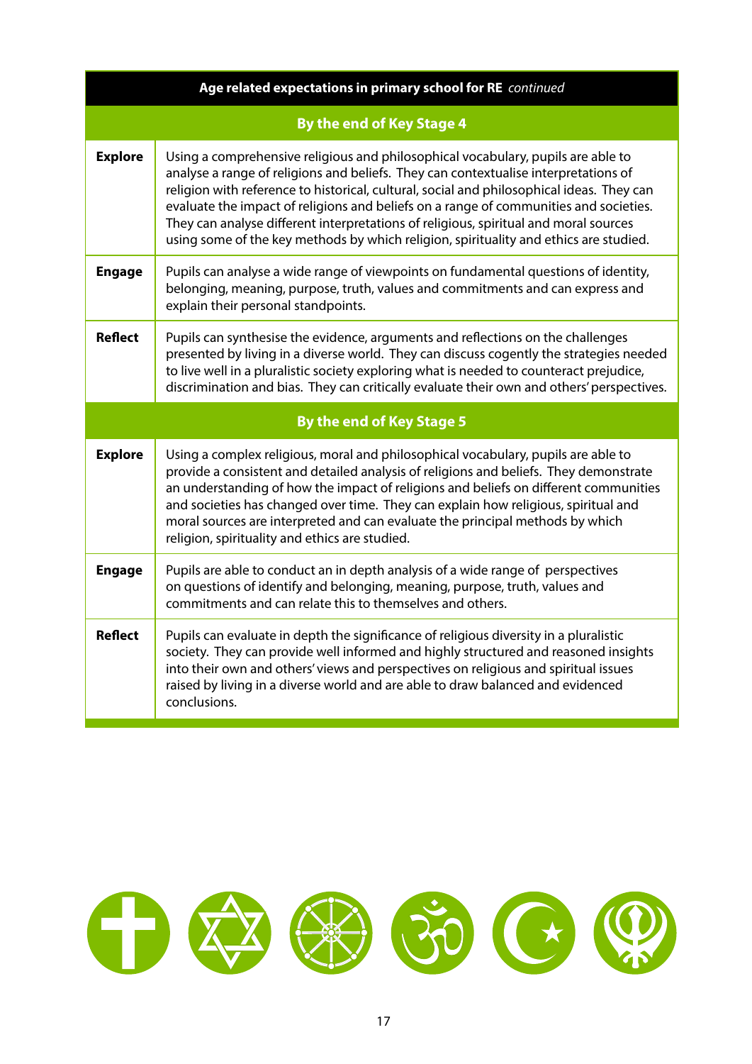| **Age related expectations in primary school for RE** *continued* | |
|---|---|
| **By the end of Key Stage 4** | |
| **Explore** | Using a comprehensive religious and philosophical vocabulary, pupils are able to analyse a range of religions and beliefs. They can contextualise interpretations of religion with reference to historical, cultural, social and philosophical ideas. They can evaluate the impact of religions and beliefs on a range of communities and societies. They can analyse different interpretations of religious, spiritual and moral sources using some of the key methods by which religion, spirituality and ethics are studied. |
| **Engage** | Pupils can analyse a wide range of viewpoints on fundamental questions of identity, belonging, meaning, purpose, truth, values and commitments and can express and explain their personal standpoints. |
| **Reflect** | Pupils can synthesise the evidence, arguments and reflections on the challenges presented by living in a diverse world. They can discuss cogently the strategies needed to live well in a pluralistic society exploring what is needed to counteract prejudice, discrimination and bias. They can critically evaluate their own and others' perspectives. |
| **By the end of Key Stage 5** | |
| **Explore** | Using a complex religious, moral and philosophical vocabulary, pupils are able to provide a consistent and detailed analysis of religions and beliefs. They demonstrate an understanding of how the impact of religions and beliefs on different communities and societies has changed over time. They can explain how religious, spiritual and moral sources are interpreted and can evaluate the principal methods by which religion, spirituality and ethics are studied. |
| **Engage** | Pupils are able to conduct an in depth analysis of a wide range of perspectives on questions of identify and belonging, meaning, purpose, truth, values and commitments and can relate this to themselves and others. |
| **Reflect** | Pupils can evaluate in depth the significance of religious diversity in a pluralistic society. They can provide well informed and highly structured and reasoned insights into their own and others' views and perspectives on religious and spiritual issues raised by living in a diverse world and are able to draw balanced and evidenced conclusions. |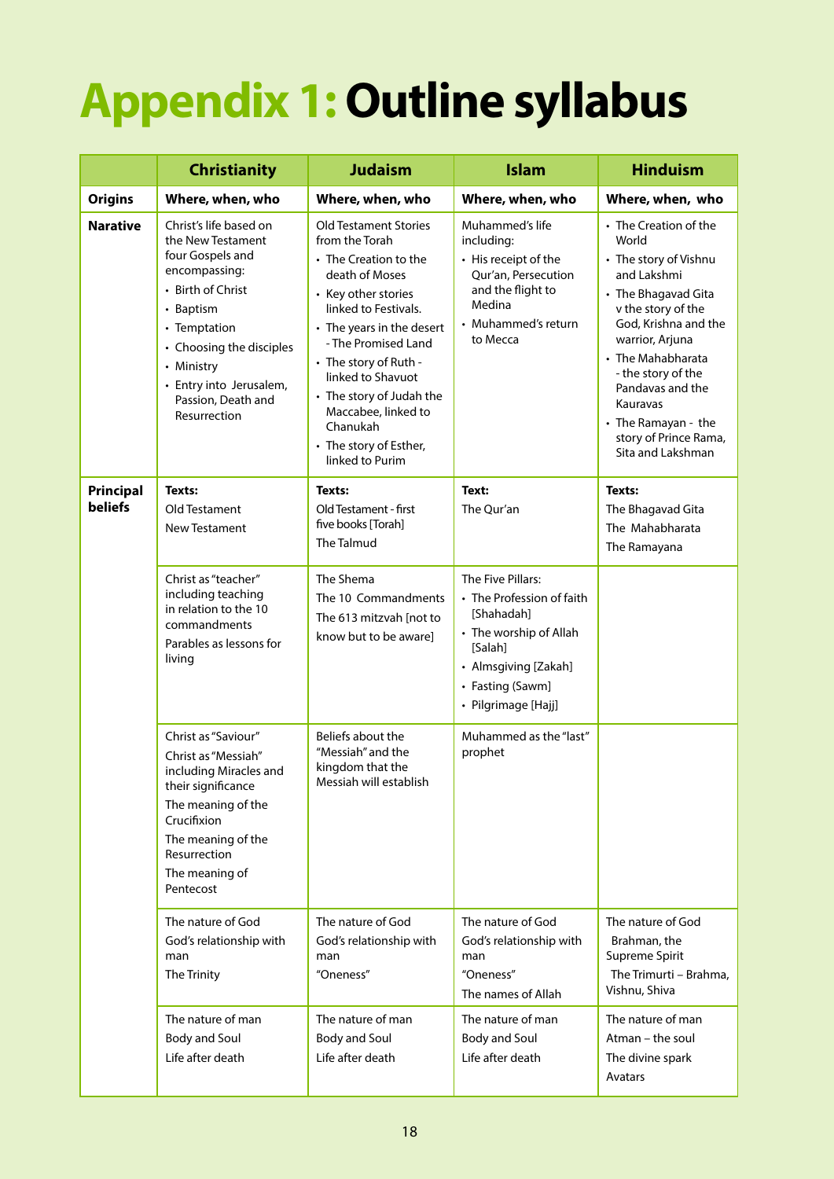# Appendix 1: Outline syllabus

| | Christianity | Judaism | Islam | Hinduism |
|---|---|---|---|---|
| **Origins** | **Where, when, who** | **Where, when, who** | **Where, when, who** | **Where, when, who** |
| **Narative** | Christ's life based on the New Testament four Gospels and encompassing:<br>• Birth of Christ<br>• Baptism<br>• Temptation<br>• Choosing the disciples<br>• Ministry<br>• Entry into Jerusalem, Passion, Death and Resurrection | Old Testament Stories from the Torah<br>• The Creation to the death of Moses<br>• Key other stories linked to Festivals.<br>• The years in the desert - The Promised Land<br>• The story of Ruth - linked to Shavuot<br>• The story of Judah the Maccabee, linked to Chanukah<br>• The story of Esther, linked to Purim | Muhammed's life including:<br>• His receipt of the Qur'an, Persecution and the flight to Medina<br>• Muhammed's return to Mecca | • The Creation of the World<br>• The story of Vishnu and Lakshmi<br>• The Bhagavad Gita v the story of the God, Krishna and the warrior, Arjuna<br>• The Mahabharata - the story of the Pandavas and the Kauravas<br>• The Ramayan - the story of Prince Rama, Sita and Lakshman |
| **Principal beliefs** | **Texts:**<br>Old Testament<br>New Testament | **Texts:**<br>Old Testament - first five books [Torah]<br>The Talmud | **Text:**<br>The Qur'an | **Texts:**<br>The Bhagavad Gita<br>The Mahabharata<br>The Ramayana |
| | Christ as "teacher" including teaching in relation to the 10 commandments<br>Parables as lessons for living | The Shema<br>The 10 Commandments<br>The 613 mitzvah [not to know but to be aware] | The Five Pillars:<br>• The Profession of faith [Shahadah]<br>• The worship of Allah [Salah]<br>• Almsgiving [Zakah]<br>• Fasting (Sawm]<br>• Pilgrimage [Hajj] | |
| | Christ as "Saviour"<br>Christ as "Messiah" including Miracles and their significance<br>The meaning of the Crucifixion<br>The meaning of the Resurrection<br>The meaning of Pentecost | Beliefs about the "Messiah" and the kingdom that the Messiah will establish | Muhammed as the "last" prophet | |
| | The nature of God<br>God's relationship with man<br>The Trinity | The nature of God<br>God's relationship with man<br>"Oneness" | The nature of God<br>God's relationship with man<br>"Oneness"<br>The names of Allah | The nature of God<br>Brahman, the Supreme Spirit<br>The Trimurti – Brahma, Vishnu, Shiva |
| | The nature of man<br>Body and Soul<br>Life after death | The nature of man<br>Body and Soul<br>Life after death | The nature of man<br>Body and Soul<br>Life after death | The nature of man<br>Atman – the soul<br>The divine spark<br>Avatars |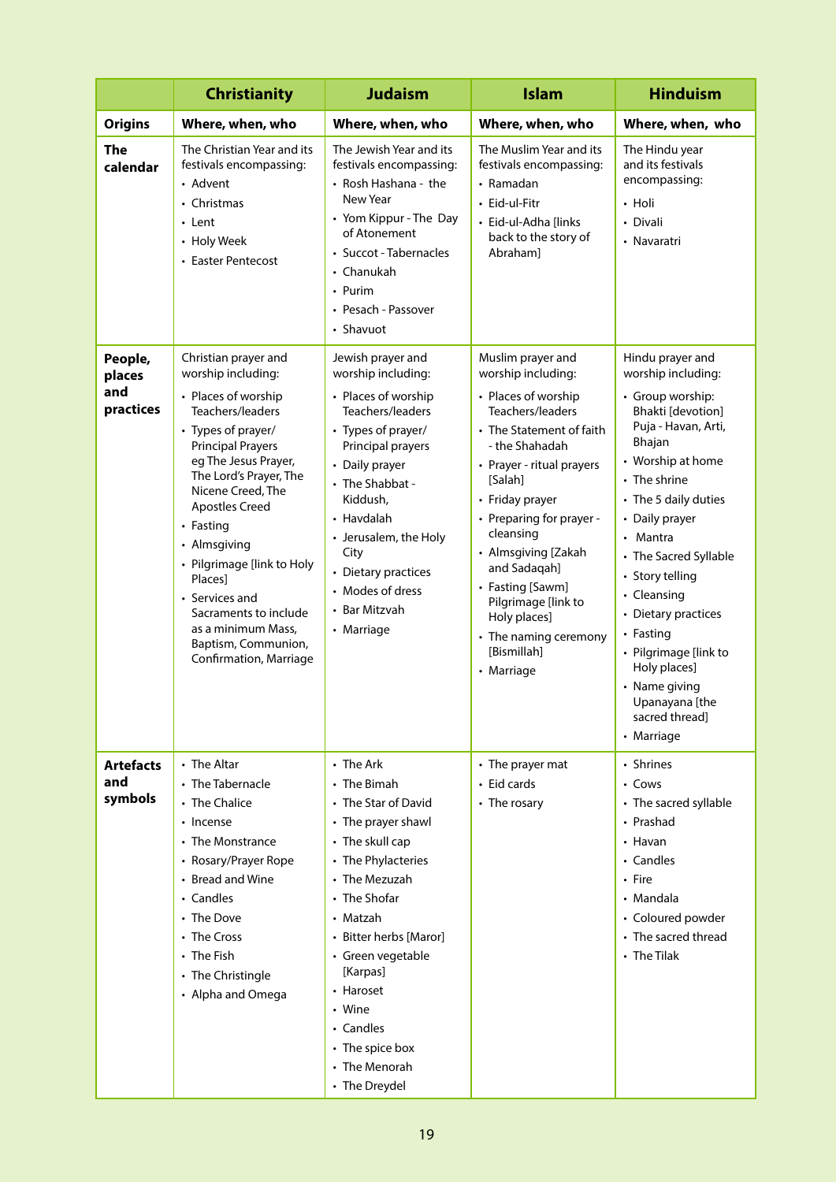| | Christianity | Judaism | Islam | Hinduism |
|---|---|---|---|---|
| **Origins** | **Where, when, who** | **Where, when, who** | **Where, when, who** | **Where, when, who** |
| **The calendar** | The Christian Year and its festivals encompassing:<br>• Advent<br>• Christmas<br>• Lent<br>• Holy Week<br>• Easter Pentecost | The Jewish Year and its festivals encompassing:<br>• Rosh Hashana - the New Year<br>• Yom Kippur - The Day of Atonement<br>• Succot - Tabernacles<br>• Chanukah<br>• Purim<br>• Pesach - Passover<br>• Shavuot | The Muslim Year and its festivals encompassing:<br>• Ramadan<br>• Eid-ul-Fitr<br>• Eid-ul-Adha [links back to the story of Abraham] | The Hindu year and its festivals encompassing:<br>• Holi<br>• Divali<br>• Navaratri |
| **People, places and practices** | Christian prayer and worship including:<br>• Places of worship Teachers/leaders<br>• Types of prayer/ Principal Prayers eg The Jesus Prayer, The Lord's Prayer, The Nicene Creed, The Apostles Creed<br>• Fasting<br>• Almsgiving<br>• Pilgrimage [link to Holy Places]<br>• Services and Sacraments to include as a minimum Mass, Baptism, Communion, Confirmation, Marriage | Jewish prayer and worship including:<br>• Places of worship Teachers/leaders<br>• Types of prayer/ Principal prayers<br>• Daily prayer<br>• The Shabbat - Kiddush,<br>• Havdalah<br>• Jerusalem, the Holy City<br>• Dietary practices<br>• Modes of dress<br>• Bar Mitzvah<br>• Marriage | Muslim prayer and worship including:<br>• Places of worship Teachers/leaders<br>• The Statement of faith - the Shahadah<br>• Prayer - ritual prayers [Salah]<br>• Friday prayer<br>• Preparing for prayer - cleansing<br>• Almsgiving [Zakah and Sadaqah]<br>• Fasting [Sawm] Pilgrimage [link to Holy places]<br>• The naming ceremony [Bismillah]<br>• Marriage | Hindu prayer and worship including:<br>• Group worship: Bhakti [devotion] Puja - Havan, Arti, Bhajan<br>• Worship at home<br>• The shrine<br>• The 5 daily duties<br>• Daily prayer<br>• Mantra<br>• The Sacred Syllable<br>• Story telling<br>• Cleansing<br>• Dietary practices<br>• Fasting<br>• Pilgrimage [link to Holy places]<br>• Name giving Upanayana [the sacred thread]<br>• Marriage |
| **Artefacts and symbols** | • The Altar<br>• The Tabernacle<br>• The Chalice<br>• Incense<br>• The Monstrance<br>• Rosary/Prayer Rope<br>• Bread and Wine<br>• Candles<br>• The Dove<br>• The Cross<br>• The Fish<br>• The Christingle<br>• Alpha and Omega | • The Ark<br>• The Bimah<br>• The Star of David<br>• The prayer shawl<br>• The skull cap<br>• The Phylacteries<br>• The Mezuzah<br>• The Shofar<br>• Matzah<br>• Bitter herbs [Maror]<br>• Green vegetable [Karpas]<br>• Haroset<br>• Wine<br>• Candles<br>• The spice box<br>• The Menorah<br>• The Dreydel | • The prayer mat<br>• Eid cards<br>• The rosary | • Shrines<br>• Cows<br>• The sacred syllable<br>• Prashad<br>• Havan<br>• Candles<br>• Fire<br>• Mandala<br>• Coloured powder<br>• The sacred thread<br>• The Tilak |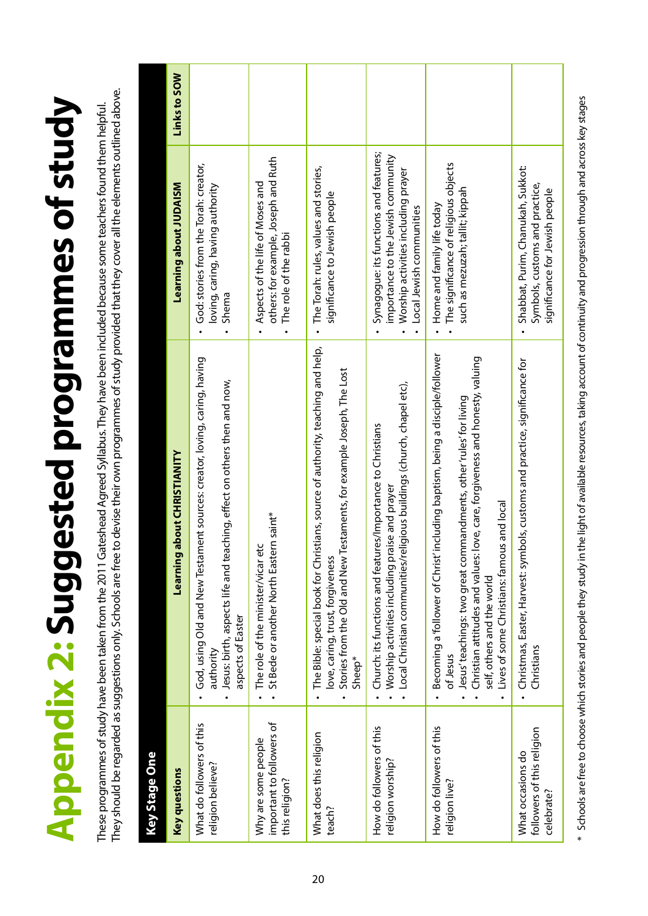# Appendix 2: Suggested programmes of study

These programmes of study have been taken from the 2011 Gateshead Agreed Syllabus. They have been included because some teachers found them helpful. They should be regarded as suggestions only. Schools are free to devise their own programmes of study provided that they cover all the elements outlined above.

**Key Stage One**

| Key questions | Learning about CHRISTIANITY | Learning about JUDAISM | Links to SOW |
|---|---|---|---|
| What do followers of this religion believe? | • God, using Old and New Testament sources: creator, loving, caring, having authority<br>• Jesus: birth, aspects life and teaching, effect on others then and now, aspects of Easter | • God: stories from the Torah: creator, loving, caring, having authority<br>• Shema | |
| Why are some people important to followers of this religion? | • The role of the minister/vicar etc<br>• St Bede or another North Eastern saint* | • Aspects of the life of Moses and others: for example, Joseph and Ruth<br>• The role of the rabbi | |
| What does this religion teach? | • The Bible: special book for Christians, source of authority, teaching and help, love, caring, trust, forgiveness<br>• Stories from the Old and New Testaments, for example Joseph, The Lost Sheep* | • The Torah: rules, values and stories, significance to Jewish people | |
| How do followers of this religion worship? | • Church: its functions and features/Importance to Christians<br>• Worship activities including praise and prayer<br>• Local Christian communities/religious buildings (church, chapel etc), | • Synagogue: its functions and features; importance to the Jewish community<br>• Worship activities including prayer<br>• Local Jewish communities | |
| How do followers of this religion live? | • Becoming a 'follower of Christ' including baptism, being a disciple/follower of Jesus<br>• Jesus' teachings: two great commandments, other 'rules' for living<br>• Christian attitudes and values: love, care, forgiveness and honesty, valuing self, others and the world<br>• Lives of some Christians: famous and local | • Home and family life today<br>• The significance of religious objects such as mezuzah; tallit; kippah | |
| What occasions do followers of this religion celebrate? | • Christmas, Easter, Harvest: symbols, customs and practice, significance for Christians | • Shabbat, Purim, Chanukah, Sukkot: Symbols, customs and practice, significance for Jewish people | |

\* Schools are free to choose which stories and people they study in the light of available resources, taking account of continuity and progression through and across key stages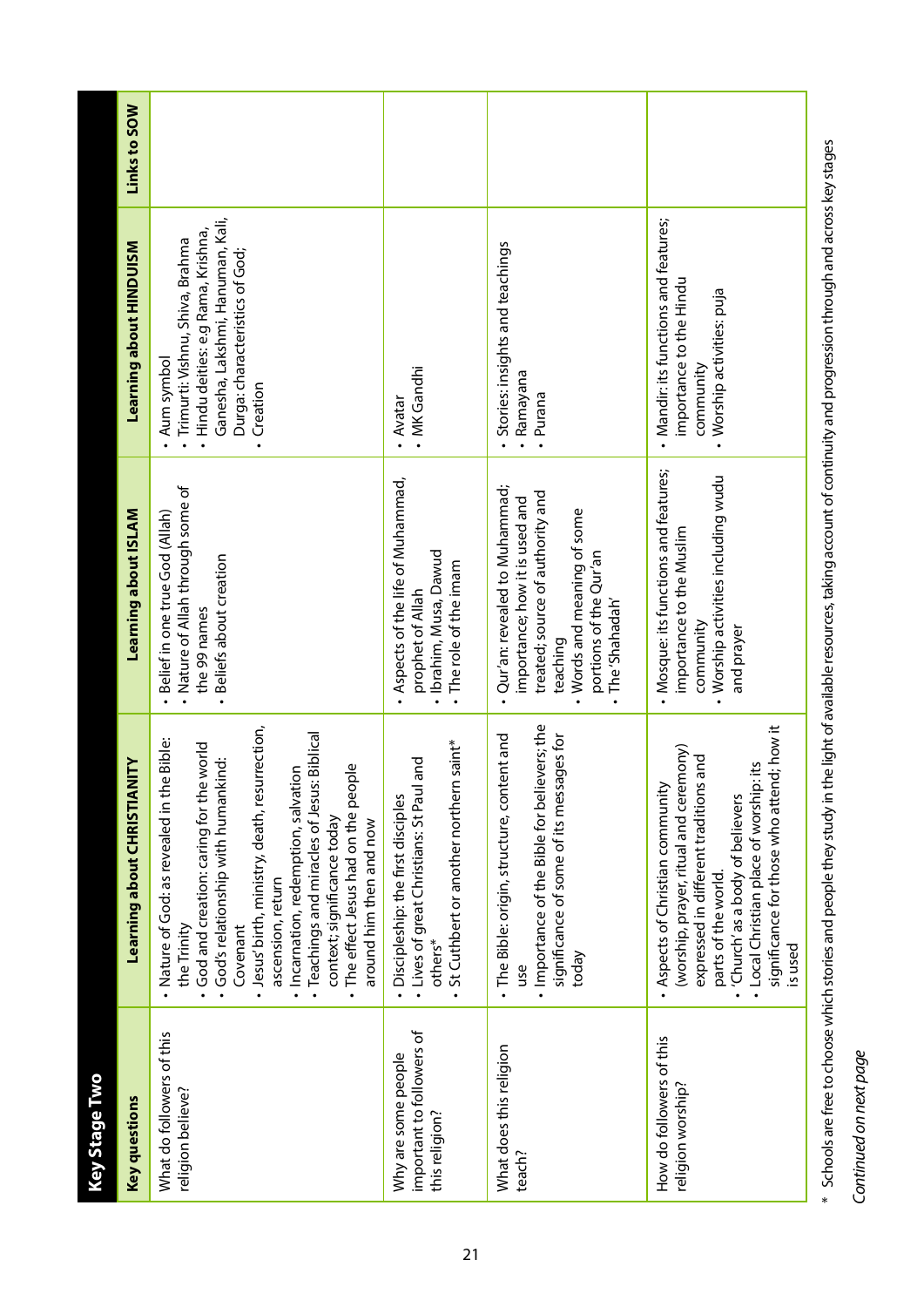## Key Stage Two

| Key questions | Learning about CHRISTIANITY | Learning about ISLAM | Learning about HINDUISM | Links to SOW |
|---|---|---|---|---|
| What do followers of this religion believe? | • Nature of God: as revealed in the Bible: the Trinity<br>• God and creation: caring for the world<br>• God's relationship with humankind: Covenant<br>• Jesus' birth, ministry, death, resurrection, ascension, return<br>• Incarnation, redemption, salvation<br>• Teachings and miracles of Jesus: Biblical context; significance today<br>• The effect Jesus had on the people around him then and now | • Belief in one true God (Allah)<br>• Nature of Allah through some of the 99 names<br>• Beliefs about creation | • Aum symbol<br>• Trimurti: Vishnu, Shiva, Brahma<br>• Hindu deities: e.g Rama, Krishna, Ganesha, Lakshmi, Hanuman, Kali, Durga: characteristics of God;<br>• Creation | |
| Why are some people important to followers of this religion? | • Discipleship: the first disciples<br>• Lives of great Christians: St Paul and others*<br>• St Cuthbert or another northern saint* | • Aspects of the life of Muhammad, prophet of Allah<br>• Ibrahim, Musa, Dawud<br>• The role of the imam | • Avatar<br>• MK Gandhi | |
| What does this religion teach? | • The Bible: origin, structure, content and use<br>• Importance of the Bible for believers; the significance of some of its messages for today | • Qur'an: revealed to Muhammad; importance; how it is used and treated; source of authority and teaching<br>• Words and meaning of some portions of the Qur'an<br>• The 'Shahadah' | • Stories: insights and teachings<br>• Ramayana<br>• Purana | |
| How do followers of this religion worship? | • Aspects of Christian community (worship, prayer, ritual and ceremony) expressed in different traditions and parts of the world.<br>• 'Church' as a body of believers<br>• Local Christian place of worship: its significance for those who attend; how it is used | • Mosque: its functions and features; importance to the Muslim community<br>• Worship activities including wudu and prayer | • Mandir: its functions and features; importance to the Hindu community<br>• Worship activities: puja | |

\* Schools are free to choose which stories and people they study in the light of available resources, taking account of continuity and progression through and across key stages

*Continued on next page*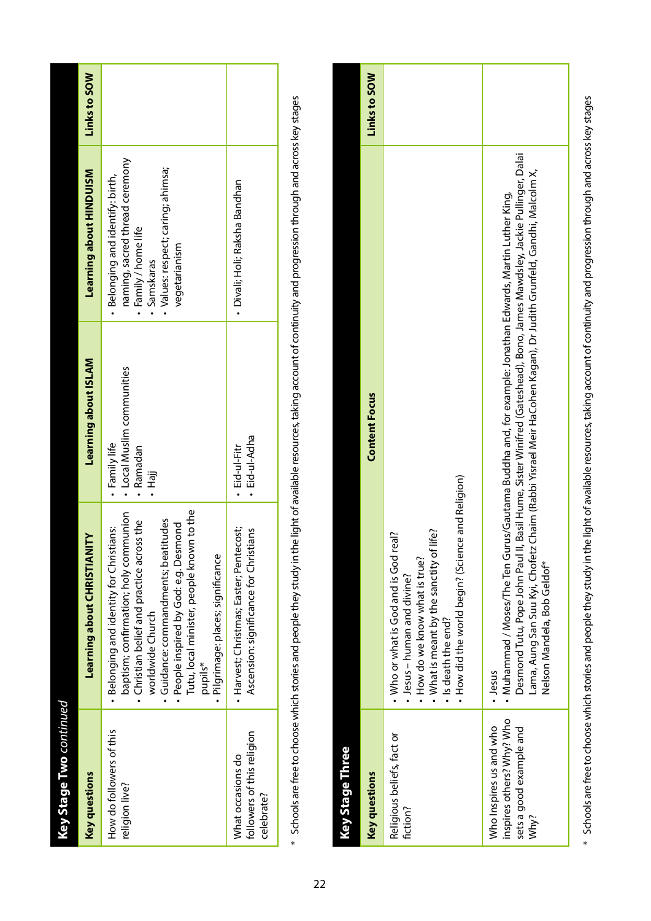## Key Stage Two *continued*

| Key questions | Learning about CHRISTIANITY | Learning about ISLAM | Learning about HINDUISM | Links to SOW |
|---|---|---|---|---|
| How do followers of this religion live? | • Belonging and identity for Christians: baptism; confirmation; holy communion<br>• Christian belief and practice across the worldwide Church<br>• Guidance: commandments; beatitudes<br>• People inspired by God: e.g. Desmond Tutu, local minister, people known to the pupils*<br>• Pilgrimage: places; significance | • Family life<br>• Local Muslim communities<br>• Ramadan<br>• Hajj | • Belonging and identify: birth, naming, sacred thread ceremony<br>• Family / home life<br>• Samskaras<br>• Values: respect; caring; ahimsa; vegetarianism | |
| What occasions do followers of this religion celebrate? | • Harvest; Christmas; Easter; Pentecost; Ascension: significance for Christians | • Eid-ul-Fitr<br>• Eid-ul-Adha | • Divali; Holi; Raksha Bandhan | |

\* Schools are free to choose which stories and people they study in the light of available resources, taking account of continuity and progression through and across key stages

## Key Stage Three

| Key questions | Content Focus | Links to SOW |
|---|---|---|
| Religious beliefs, fact or fiction? | • Who or what is God and is God real?<br>• Jesus – human and divine?<br>• How do we know what is true?<br>• What is meant by the sanctity of life?<br>• Is death the end?<br>• How did the world begin? (Science and Religion) | |
| Who Inspires us and who inspires others? Why? Who sets a good example and Why? | • Jesus<br>• Muhammad / Moses/The Ten Gurus/Gautama Buddha and, for example: Jonathan Edwards, Martin Luther King, Desmond Tutu, Pope John Paul II, Basil Hume, Sister Winifred (Gateshead), Bono, James Mawdsley, Jackie Pullinger, Dalai Lama, Aung San Suu Kyi, Chofetz Chaim (Rabbi Yisrael Meir HaCohen Kagan), Dr Judith Grunfeld, Gandhi, Malcolm X, Nelson Mandela, Bob Geldof* | |

\* Schools are free to choose which stories and people they study in the light of available resources, taking account of continuity and progression through and across key stages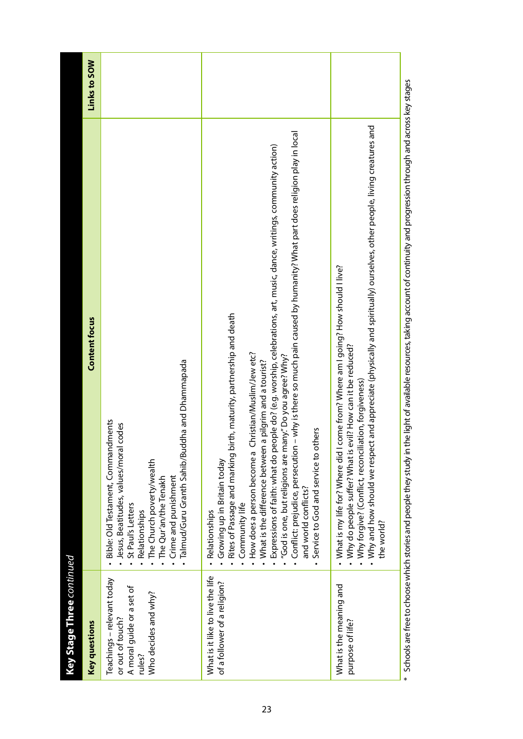## Key Stage Three *continued*

| Key questions | Content focus | Links to SOW |
|---|---|---|
| Teachings – relevant today or out of touch? A moral guide or a set of rules? Who decides and why? | • Bible: Old Testament, Commandments<br>• Jesus, Beatitudes, values/moral codes<br>• St Paul's Letters<br>• Relationships<br>• The Church poverty/wealth<br>• The Qur'an/the Tenakh<br>• Crime and punishment<br>• Talmud/Guru Granth Sahib/Buddha and Dhammapada | |
| What is it like to live the life of a follower of a religion? | • Relationships<br>• Growing up in Britain today<br>• Rites of Passage and marking birth, maturity, partnership and death<br>• Community life<br>• How does a person become a Christian/Muslim/Jew etc?<br>• What is the difference between a pilgrim and a tourist?<br>• Expressions of faith: what do people do? (e.g. worship, celebrations, art, music, dance, writings, community action)<br>• "God is one, but religions are many." Do you agree? Why?<br>• Conflict: prejudice, persecution – why is there so much pain caused by humanity? What part does religion play in local and world conflicts?<br>• Service to God and service to others | |
| What is the meaning and purpose of life? | • What is my life for? Where did I come from? Where am I going? How should I live?<br>• Why do people suffer? What is evil? How can it be reduced?<br>• Why forgive? (Conflict, reconciliation, forgiveness)<br>• Why and how should we respect and appreciate (physically and spiritually) ourselves, other people, living creatures and the world? | |

\* Schools are free to choose which stories and people they study in the light of available resources, taking account of continuity and progression through and across key stages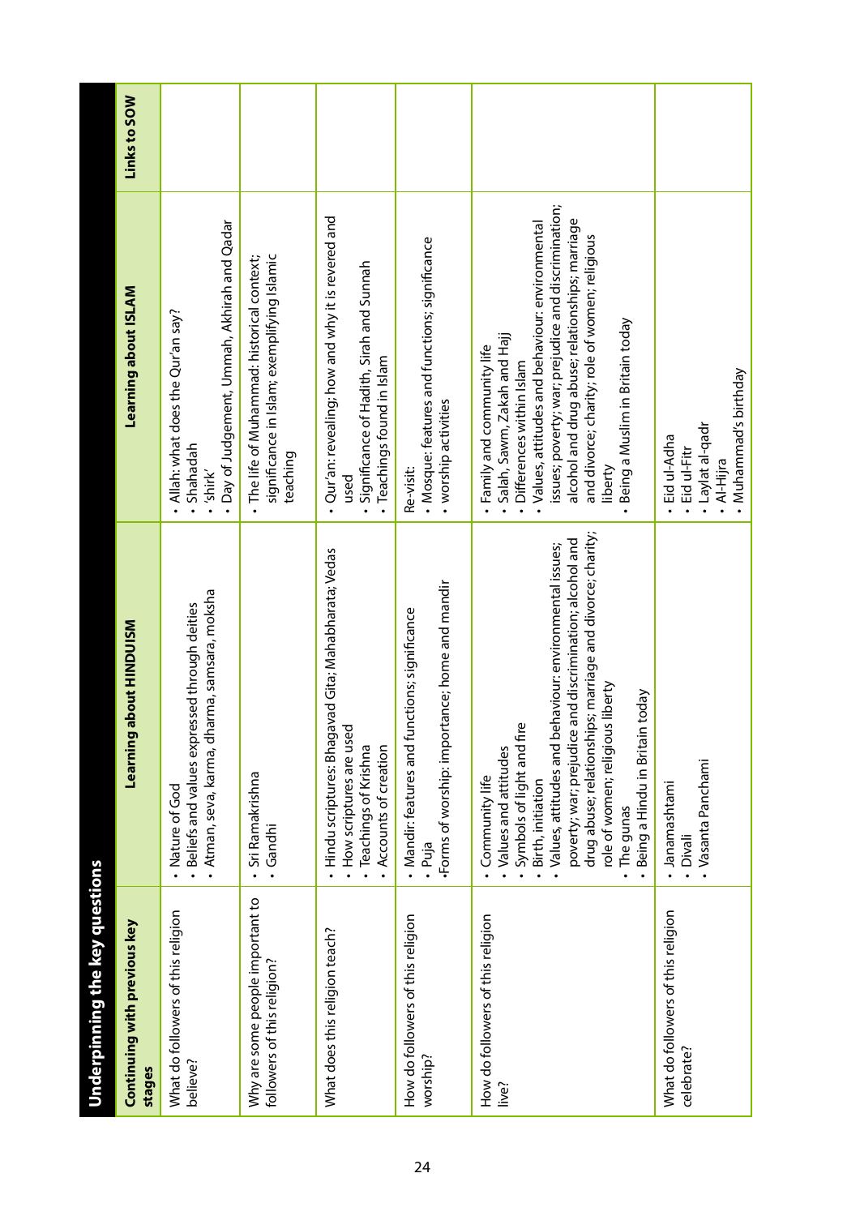## Underpinning the key questions

| Continuing with previous key stages | Learning about HINDUISM | Learning about ISLAM | Links to SOW |
|---|---|---|---|
| What do followers of this religion believe? | • Nature of God<br>• Beliefs and values expressed through deities<br>• Atman, seva, karma, dharma, samsara, moksha | • Allah: what does the Qur'an say?<br>• Shahadah<br>• 'shirk'<br>• Day of Judgement, Ummah, Akhirah and Qadar | |
| Why are some people important to followers of this religion? | • Sri Ramakrishna<br>• Gandhi | • The life of Muhammad: historical context; significance in Islam; exemplifying Islamic teaching | |
| What does this religion teach? | • Hindu scriptures: Bhagavad Gita; Mahabharata; Vedas<br>• How scriptures are used<br>• Teachings of Krishna<br>• Accounts of creation | • Qur'an: revealing; how and why it is revered and used<br>• Significance of Hadith, Sirah and Sunnah<br>• Teachings found in Islam | |
| How do followers of this religion worship? | • Mandir: features and functions; significance<br>• Puja<br>•Forms of worship: importance; home and mandir | Re-visit:<br>• Mosque: features and functions; significance<br>• worship activities | |
| How do followers of this religion live? | • Community life<br>• Values and attitudes<br>• Symbols of light and fire<br>• Birth, initiation<br>• Values, attitudes and behaviour: environmental issues; poverty; war; prejudice and discrimination; alcohol and drug abuse; relationships; marriage and divorce; charity; role of women; religious liberty<br>• The gunas<br>• Being a Hindu in Britain today | • Family and community life<br>• Salah, Sawm, Zakah and Hajj<br>• Differences within Islam<br>• Values, attitudes and behaviour: environmental issues; poverty; war; prejudice and discrimination; alcohol and drug abuse; relationships; marriage and divorce; charity; role of women; religious liberty<br>• Being a Muslim in Britain today | |
| What do followers of this religion celebrate? | • Janamashtami<br>• Divali<br>• Vasanta Panchami | • Eid ul-Adha<br>• Eid ul-Fitr<br>• Laylat al-qadr<br>• Al-Hijra<br>• Muhammad's birthday | |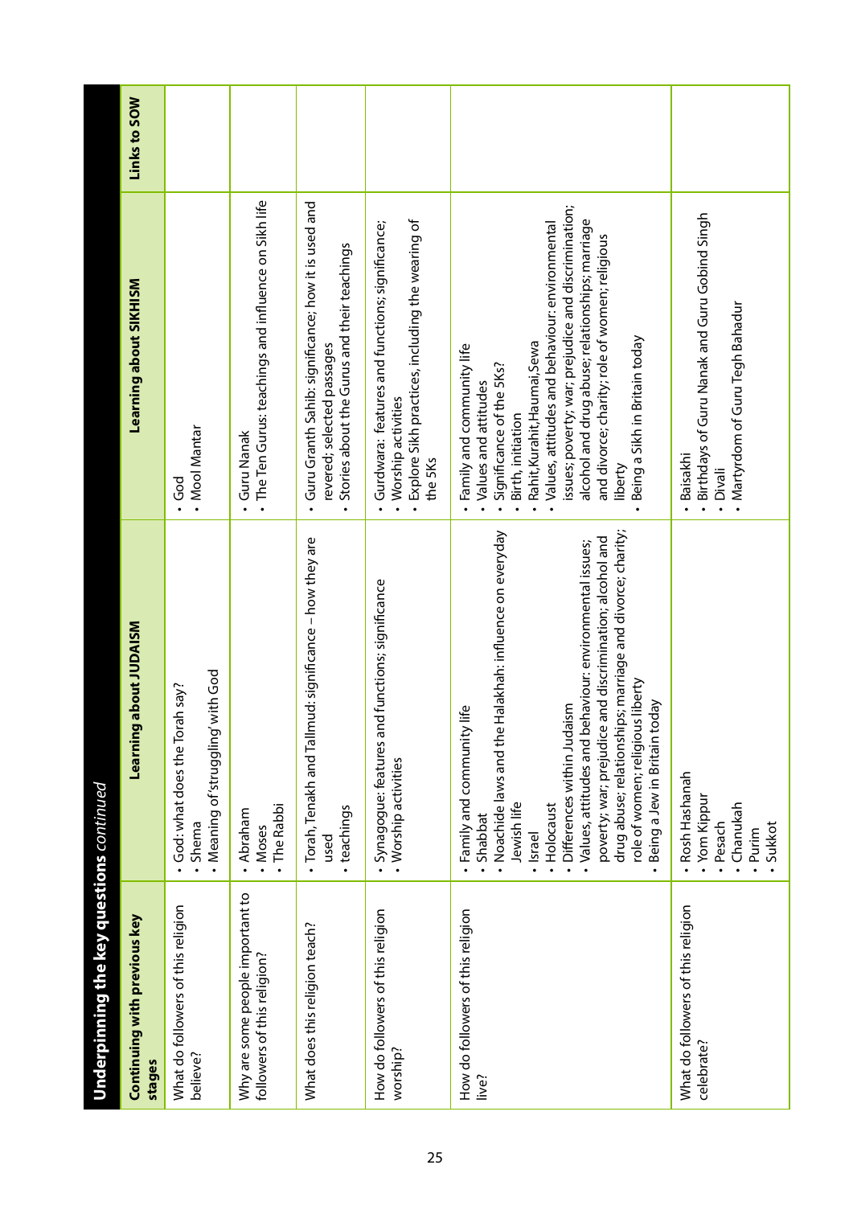## Underpinning the key questions *continued*

| Continuing with previous key stages | Learning about JUDAISM | Learning about SIKHISM | Links to SOW |
|---|---|---|---|
| What do followers of this religion believe? | • God: what does the Torah say?<br>• Shema<br>• Meaning of 'struggling' with God | • God<br>• Mool Mantar | |
| Why are some people important to followers of this religion? | • Abraham<br>• Moses<br>• The Rabbi | • Guru Nanak<br>• The Ten Gurus: teachings and influence on Sikh life | |
| What does this religion teach? | • Torah, Tenakh and Tallmud: significance – how they are used<br>• teachings | • Guru Granth Sahib: significance; how it is used and revered; selected passages<br>• Stories about the Gurus and their teachings | |
| How do followers of this religion worship? | • Synagogue: features and functions; significance<br>• Worship activities | • Gurdwara: features and functions; significance;<br>• Worship activities<br>• Explore Sikh practices, including the wearing of the 5Ks | |
| How do followers of this religion live? | • Family and community life<br>• Shabbat<br>• Noachide laws and the Halakhah: influence on everyday Jewish life<br>• Israel<br>• Holocaust<br>• Differences within Judaism<br>• Values, attitudes and behaviour: environmental issues; poverty; war; prejudice and discrimination; alcohol and drug abuse; relationships; marriage and divorce; charity; role of women; religious liberty<br>• Being a Jew in Britain today | • Family and community life<br>• Values and attitudes<br>• Significance of the 5Ks?<br>• Birth, initiation<br>• Rahit, Kurahit, Haumai, Sewa<br>• Values, attitudes and behaviour: environmental issues; poverty; war; prejudice and discrimination; alcohol and drug abuse; relationships; marriage and divorce; charity; role of women; religious liberty<br>• Being a Sikh in Britain today | |
| What do followers of this religion celebrate? | • Rosh Hashanah<br>• Yom Kippur<br>• Pesach<br>• Chanukah<br>• Purim<br>• Sukkot | • Baisakhi<br>• Birthdays of Guru Nanak and Guru Gobind Singh<br>• Divali<br>• Martyrdom of Guru Tegh Bahadur | |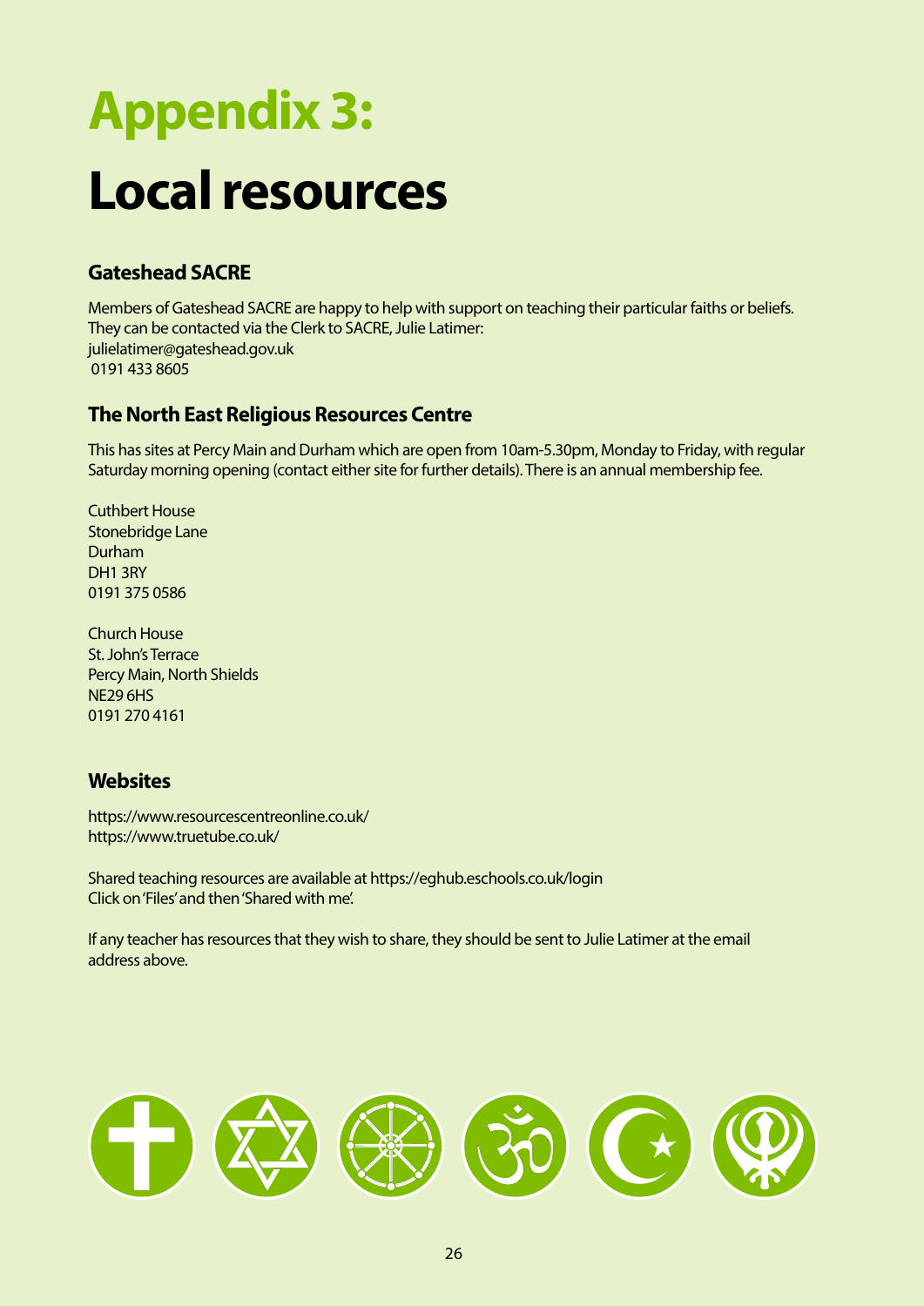# Appendix 3:

# Local resources

### Gateshead SACRE

Members of Gateshead SACRE are happy to help with support on teaching their particular faiths or beliefs. They can be contacted via the Clerk to SACRE, Julie Latimer:
julielatimer@gateshead.gov.uk
0191 433 8605

### The North East Religious Resources Centre

This has sites at Percy Main and Durham which are open from 10am-5.30pm, Monday to Friday, with regular Saturday morning opening (contact either site for further details). There is an annual membership fee.

Cuthbert House
Stonebridge Lane
Durham
DH1 3RY
0191 375 0586

Church House
St. John's Terrace
Percy Main, North Shields
NE29 6HS
0191 270 4161

### Websites

https://www.resourcescentreonline.co.uk/
https://www.truetube.co.uk/

Shared teaching resources are available at https://eghub.eschools.co.uk/login
Click on 'Files' and then 'Shared with me'.

If any teacher has resources that they wish to share, they should be sent to Julie Latimer at the email address above.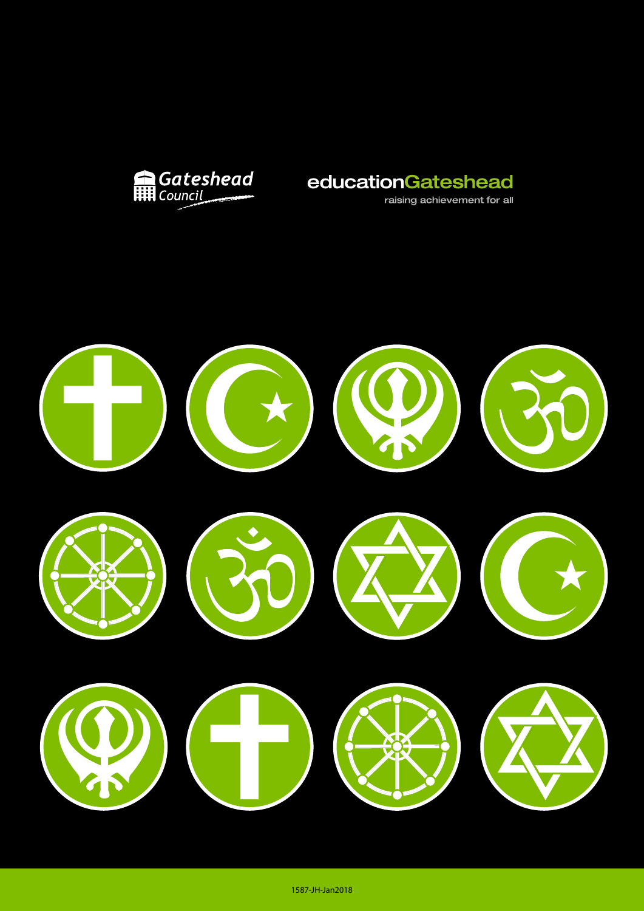Gateshead Council

educationGateshead

raising achievement for all

1587-JH-Jan2018